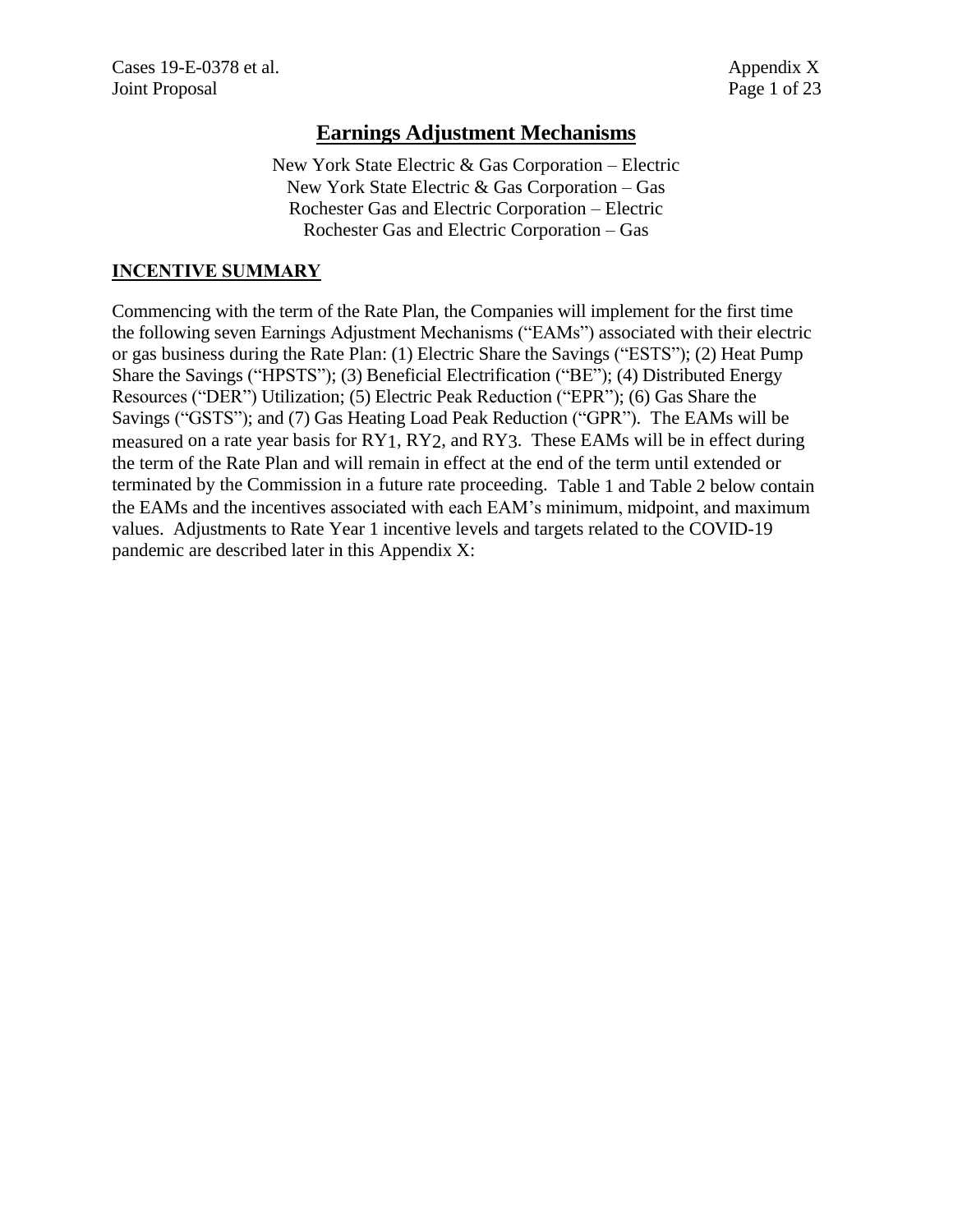# Earnings Adjustment Mechanisms

New York State Electric & Gas Corporation – Electric
New York State Electric & Gas Corporation – Gas
Rochester Gas and Electric Corporation – Electric
Rochester Gas and Electric Corporation – Gas

## INCENTIVE SUMMARY

Commencing with the term of the Rate Plan, the Companies will implement for the first time the following seven Earnings Adjustment Mechanisms ("EAMs") associated with their electric or gas business during the Rate Plan: (1) Electric Share the Savings ("ESTS"); (2) Heat Pump Share the Savings ("HPSTS"); (3) Beneficial Electrification ("BE"); (4) Distributed Energy Resources ("DER") Utilization; (5) Electric Peak Reduction ("EPR"); (6) Gas Share the Savings ("GSTS"); and (7) Gas Heating Load Peak Reduction ("GPR"). The EAMs will be measured on a rate year basis for RY1, RY2, and RY3. These EAMs will be in effect during the term of the Rate Plan and will remain in effect at the end of the term until extended or terminated by the Commission in a future rate proceeding. Table 1 and Table 2 below contain the EAMs and the incentives associated with each EAM's minimum, midpoint, and maximum values. Adjustments to Rate Year 1 incentive levels and targets related to the COVID-19 pandemic are described later in this Appendix X: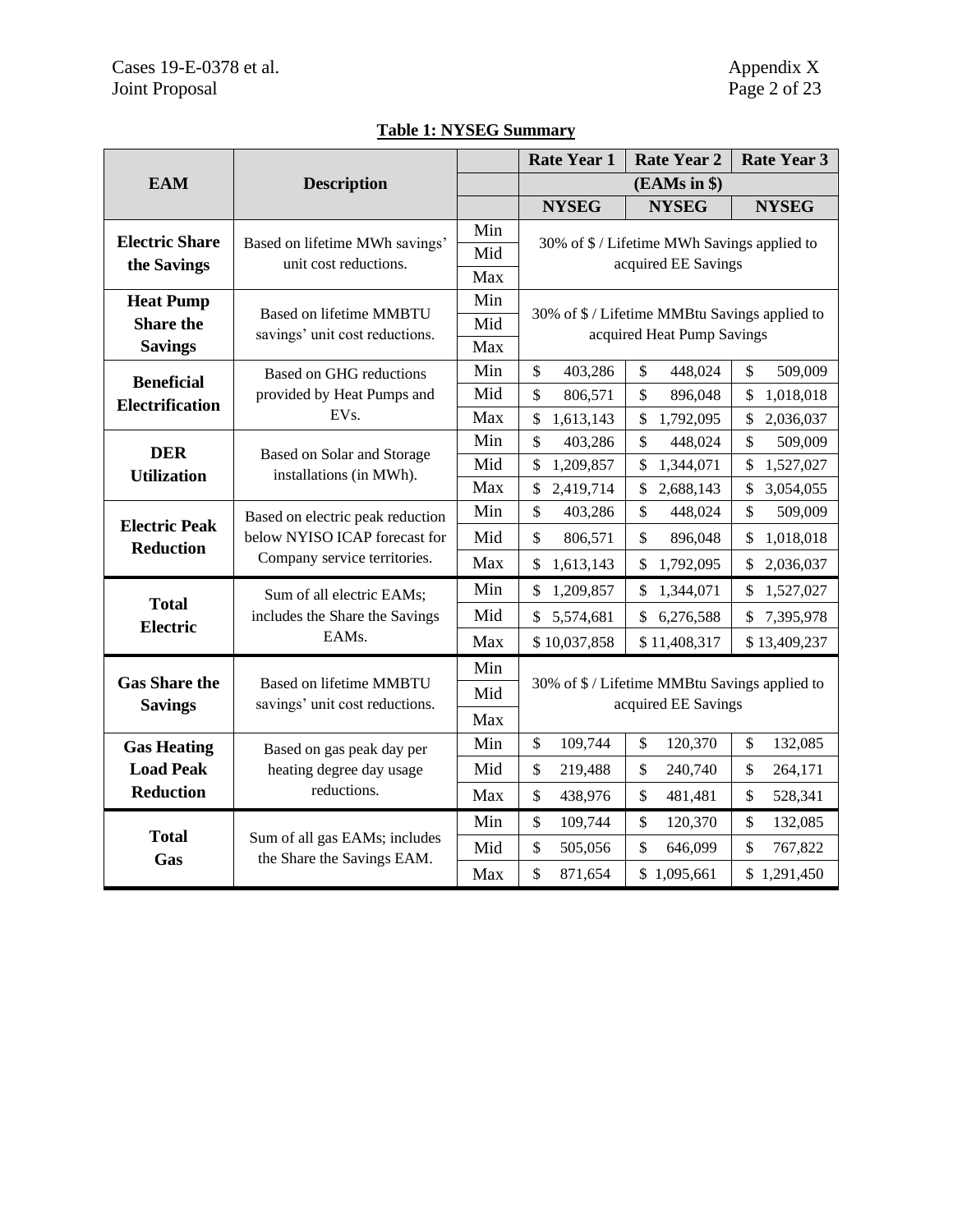**Table 1: NYSEG Summary**

| EAM | Description | | Rate Year 1 | Rate Year 2 | Rate Year 3 |
|---|---|---|---|---|---|
| | | | (EAMs in $) | | |
| | | | NYSEG | NYSEG | NYSEG |
| **Electric Share the Savings** | Based on lifetime MWh savings' unit cost reductions. | Min | 30% of $ / Lifetime MWh Savings applied to acquired EE Savings | | |
| | | Mid | | | |
| | | Max | | | |
| **Heat Pump Share the Savings** | Based on lifetime MMBTU savings' unit cost reductions. | Min | 30% of $ / Lifetime MMBtu Savings applied to acquired Heat Pump Savings | | |
| | | Mid | | | |
| | | Max | | | |
| **Beneficial Electrification** | Based on GHG reductions provided by Heat Pumps and EVs. | Min | $ 403,286 | $ 448,024 | $ 509,009 |
| | | Mid | $ 806,571 | $ 896,048 | $ 1,018,018 |
| | | Max | $ 1,613,143 | $ 1,792,095 | $ 2,036,037 |
| **DER Utilization** | Based on Solar and Storage installations (in MWh). | Min | $ 403,286 | $ 448,024 | $ 509,009 |
| | | Mid | $ 1,209,857 | $ 1,344,071 | $ 1,527,027 |
| | | Max | $ 2,419,714 | $ 2,688,143 | $ 3,054,055 |
| **Electric Peak Reduction** | Based on electric peak reduction below NYISO ICAP forecast for Company service territories. | Min | $ 403,286 | $ 448,024 | $ 509,009 |
| | | Mid | $ 806,571 | $ 896,048 | $ 1,018,018 |
| | | Max | $ 1,613,143 | $ 1,792,095 | $ 2,036,037 |
| **Total Electric** | Sum of all electric EAMs; includes the Share the Savings EAMs. | Min | $ 1,209,857 | $ 1,344,071 | $ 1,527,027 |
| | | Mid | $ 5,574,681 | $ 6,276,588 | $ 7,395,978 |
| | | Max | $ 10,037,858 | $ 11,408,317 | $ 13,409,237 |
| **Gas Share the Savings** | Based on lifetime MMBTU savings' unit cost reductions. | Min | 30% of $ / Lifetime MMBtu Savings applied to acquired EE Savings | | |
| | | Mid | | | |
| | | Max | | | |
| **Gas Heating Load Peak Reduction** | Based on gas peak day per heating degree day usage reductions. | Min | $ 109,744 | $ 120,370 | $ 132,085 |
| | | Mid | $ 219,488 | $ 240,740 | $ 264,171 |
| | | Max | $ 438,976 | $ 481,481 | $ 528,341 |
| **Total Gas** | Sum of all gas EAMs; includes the Share the Savings EAM. | Min | $ 109,744 | $ 120,370 | $ 132,085 |
| | | Mid | $ 505,056 | $ 646,099 | $ 767,822 |
| | | Max | $ 871,654 | $ 1,095,661 | $ 1,291,450 |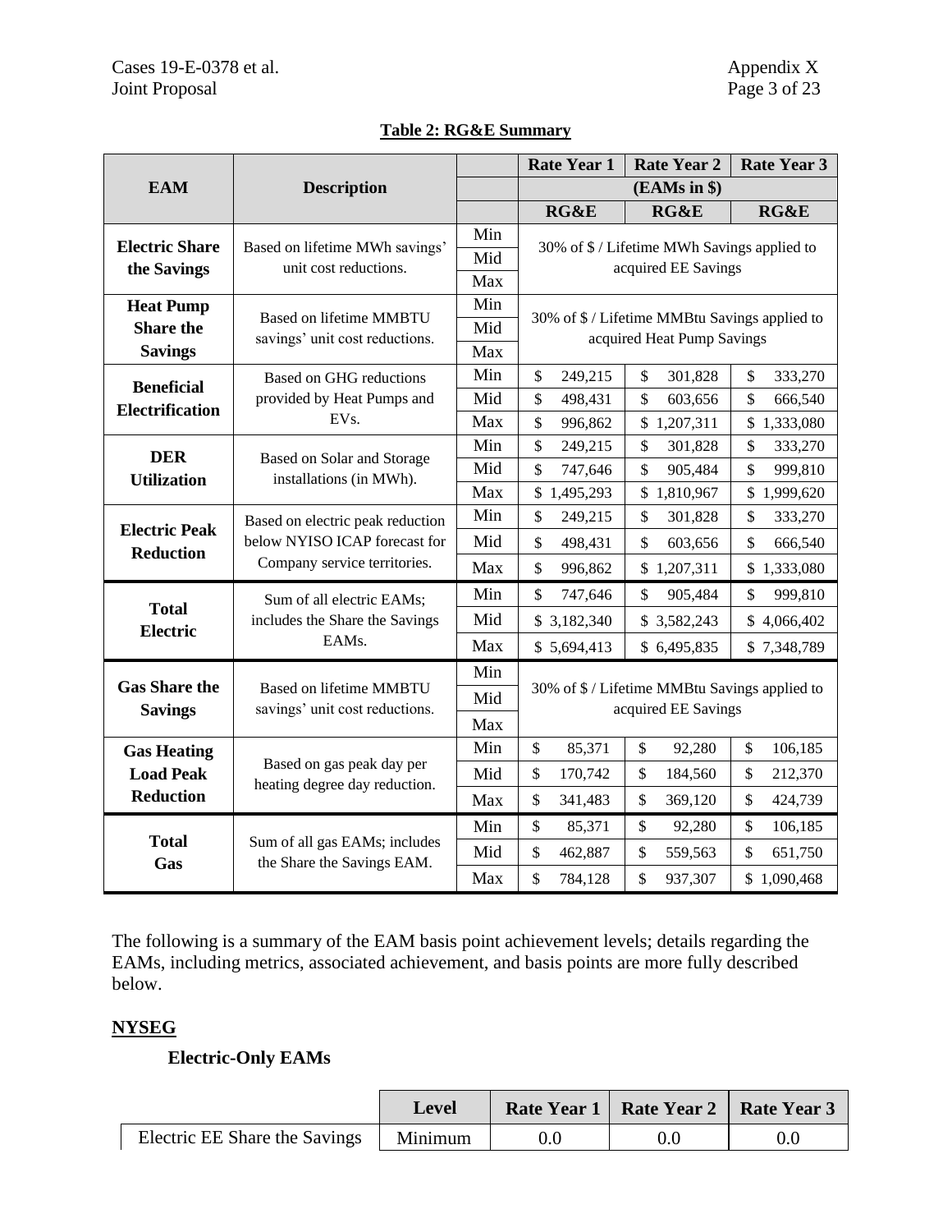**Table 2: RG&E Summary**

| EAM | Description | | Rate Year 1 | Rate Year 2 | Rate Year 3 |
|---|---|---|---|---|---|
| | | | (EAMs in $) | | |
| | | | RG&E | RG&E | RG&E |
| **Electric Share the Savings** | Based on lifetime MWh savings' unit cost reductions. | Min | 30% of $ / Lifetime MWh Savings applied to acquired EE Savings | | |
| | | Mid | | | |
| | | Max | | | |
| **Heat Pump Share the Savings** | Based on lifetime MMBTU savings' unit cost reductions. | Min | 30% of $ / Lifetime MMBtu Savings applied to acquired Heat Pump Savings | | |
| | | Mid | | | |
| | | Max | | | |
| **Beneficial Electrification** | Based on GHG reductions provided by Heat Pumps and EVs. | Min | $ 249,215 | $ 301,828 | $ 333,270 |
| | | Mid | $ 498,431 | $ 603,656 | $ 666,540 |
| | | Max | $ 996,862 | $ 1,207,311 | $ 1,333,080 |
| **DER Utilization** | Based on Solar and Storage installations (in MWh). | Min | $ 249,215 | $ 301,828 | $ 333,270 |
| | | Mid | $ 747,646 | $ 905,484 | $ 999,810 |
| | | Max | $ 1,495,293 | $ 1,810,967 | $ 1,999,620 |
| **Electric Peak Reduction** | Based on electric peak reduction below NYISO ICAP forecast for Company service territories. | Min | $ 249,215 | $ 301,828 | $ 333,270 |
| | | Mid | $ 498,431 | $ 603,656 | $ 666,540 |
| | | Max | $ 996,862 | $ 1,207,311 | $ 1,333,080 |
| **Total Electric** | Sum of all electric EAMs; includes the Share the Savings EAMs. | Min | $ 747,646 | $ 905,484 | $ 999,810 |
| | | Mid | $ 3,182,340 | $ 3,582,243 | $ 4,066,402 |
| | | Max | $ 5,694,413 | $ 6,495,835 | $ 7,348,789 |
| **Gas Share the Savings** | Based on lifetime MMBTU savings' unit cost reductions. | Min | 30% of $ / Lifetime MMBtu Savings applied to acquired EE Savings | | |
| | | Mid | | | |
| | | Max | | | |
| **Gas Heating Load Peak Reduction** | Based on gas peak day per heating degree day reduction. | Min | $ 85,371 | $ 92,280 | $ 106,185 |
| | | Mid | $ 170,742 | $ 184,560 | $ 212,370 |
| | | Max | $ 341,483 | $ 369,120 | $ 424,739 |
| **Total Gas** | Sum of all gas EAMs; includes the Share the Savings EAM. | Min | $ 85,371 | $ 92,280 | $ 106,185 |
| | | Mid | $ 462,887 | $ 559,563 | $ 651,750 |
| | | Max | $ 784,128 | $ 937,307 | $ 1,090,468 |

The following is a summary of the EAM basis point achievement levels; details regarding the EAMs, including metrics, associated achievement, and basis points are more fully described below.

## NYSEG

### Electric-Only EAMs

| | Level | Rate Year 1 | Rate Year 2 | Rate Year 3 |
|---|---|---|---|---|
| Electric EE Share the Savings | Minimum | 0.0 | 0.0 | 0.0 |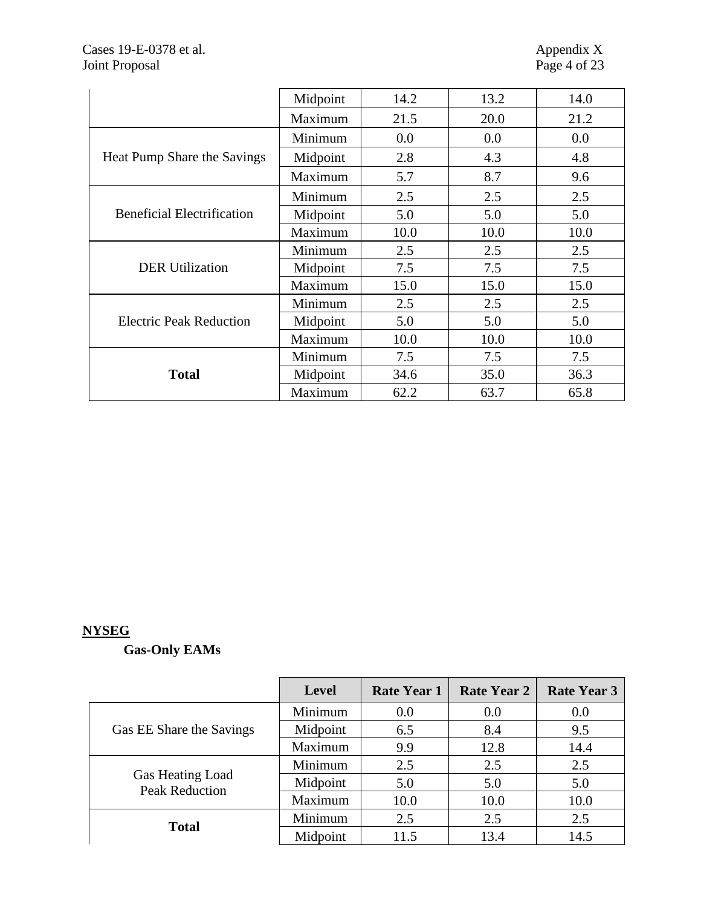| | Level | Rate Year 1 | Rate Year 2 | Rate Year 3 |
|---|---|---|---|---|
| | Midpoint | 14.2 | 13.2 | 14.0 |
| | Maximum | 21.5 | 20.0 | 21.2 |
| Heat Pump Share the Savings | Minimum | 0.0 | 0.0 | 0.0 |
| | Midpoint | 2.8 | 4.3 | 4.8 |
| | Maximum | 5.7 | 8.7 | 9.6 |
| Beneficial Electrification | Minimum | 2.5 | 2.5 | 2.5 |
| | Midpoint | 5.0 | 5.0 | 5.0 |
| | Maximum | 10.0 | 10.0 | 10.0 |
| DER Utilization | Minimum | 2.5 | 2.5 | 2.5 |
| | Midpoint | 7.5 | 7.5 | 7.5 |
| | Maximum | 15.0 | 15.0 | 15.0 |
| Electric Peak Reduction | Minimum | 2.5 | 2.5 | 2.5 |
| | Midpoint | 5.0 | 5.0 | 5.0 |
| | Maximum | 10.0 | 10.0 | 10.0 |
| **Total** | Minimum | 7.5 | 7.5 | 7.5 |
| | Midpoint | 34.6 | 35.0 | 36.3 |
| | Maximum | 62.2 | 63.7 | 65.8 |

**NYSEG**

**Gas-Only EAMs**

| | Level | Rate Year 1 | Rate Year 2 | Rate Year 3 |
|---|---|---|---|---|
| Gas EE Share the Savings | Minimum | 0.0 | 0.0 | 0.0 |
| | Midpoint | 6.5 | 8.4 | 9.5 |
| | Maximum | 9.9 | 12.8 | 14.4 |
| Gas Heating Load Peak Reduction | Minimum | 2.5 | 2.5 | 2.5 |
| | Midpoint | 5.0 | 5.0 | 5.0 |
| | Maximum | 10.0 | 10.0 | 10.0 |
| **Total** | Minimum | 2.5 | 2.5 | 2.5 |
| | Midpoint | 11.5 | 13.4 | 14.5 |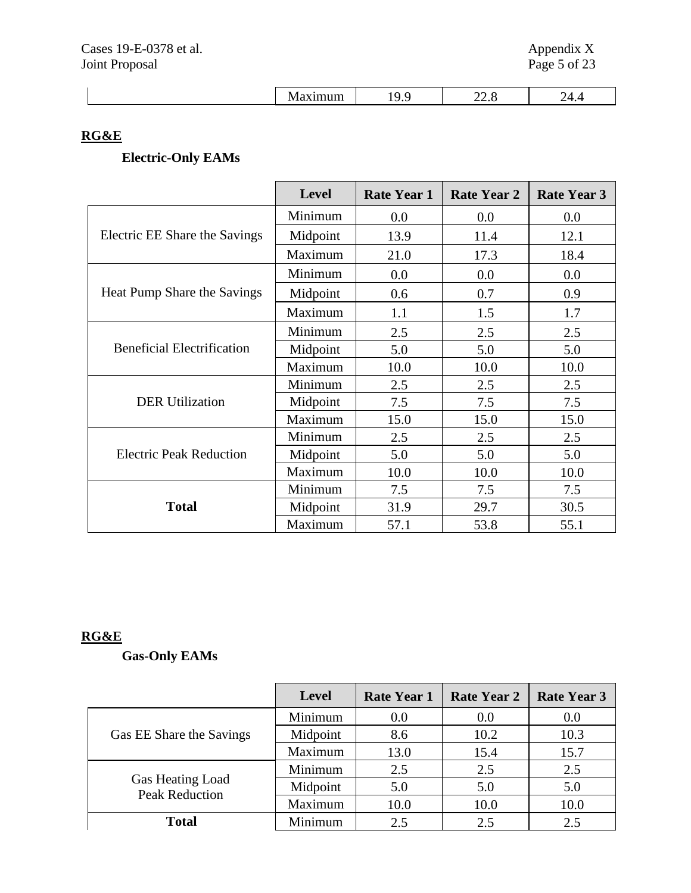| | Maximum | 19.9 | 22.8 | 24.4 |
|---|---|---|---|---|

**RG&E**

**Electric-Only EAMs**

| | Level | Rate Year 1 | Rate Year 2 | Rate Year 3 |
|---|---|---|---|---|
| Electric EE Share the Savings | Minimum | 0.0 | 0.0 | 0.0 |
| | Midpoint | 13.9 | 11.4 | 12.1 |
| | Maximum | 21.0 | 17.3 | 18.4 |
| Heat Pump Share the Savings | Minimum | 0.0 | 0.0 | 0.0 |
| | Midpoint | 0.6 | 0.7 | 0.9 |
| | Maximum | 1.1 | 1.5 | 1.7 |
| Beneficial Electrification | Minimum | 2.5 | 2.5 | 2.5 |
| | Midpoint | 5.0 | 5.0 | 5.0 |
| | Maximum | 10.0 | 10.0 | 10.0 |
| DER Utilization | Minimum | 2.5 | 2.5 | 2.5 |
| | Midpoint | 7.5 | 7.5 | 7.5 |
| | Maximum | 15.0 | 15.0 | 15.0 |
| Electric Peak Reduction | Minimum | 2.5 | 2.5 | 2.5 |
| | Midpoint | 5.0 | 5.0 | 5.0 |
| | Maximum | 10.0 | 10.0 | 10.0 |
| **Total** | Minimum | 7.5 | 7.5 | 7.5 |
| | Midpoint | 31.9 | 29.7 | 30.5 |
| | Maximum | 57.1 | 53.8 | 55.1 |

**RG&E**

**Gas-Only EAMs**

| | Level | Rate Year 1 | Rate Year 2 | Rate Year 3 |
|---|---|---|---|---|
| Gas EE Share the Savings | Minimum | 0.0 | 0.0 | 0.0 |
| | Midpoint | 8.6 | 10.2 | 10.3 |
| | Maximum | 13.0 | 15.4 | 15.7 |
| Gas Heating Load Peak Reduction | Minimum | 2.5 | 2.5 | 2.5 |
| | Midpoint | 5.0 | 5.0 | 5.0 |
| | Maximum | 10.0 | 10.0 | 10.0 |
| **Total** | Minimum | 2.5 | 2.5 | 2.5 |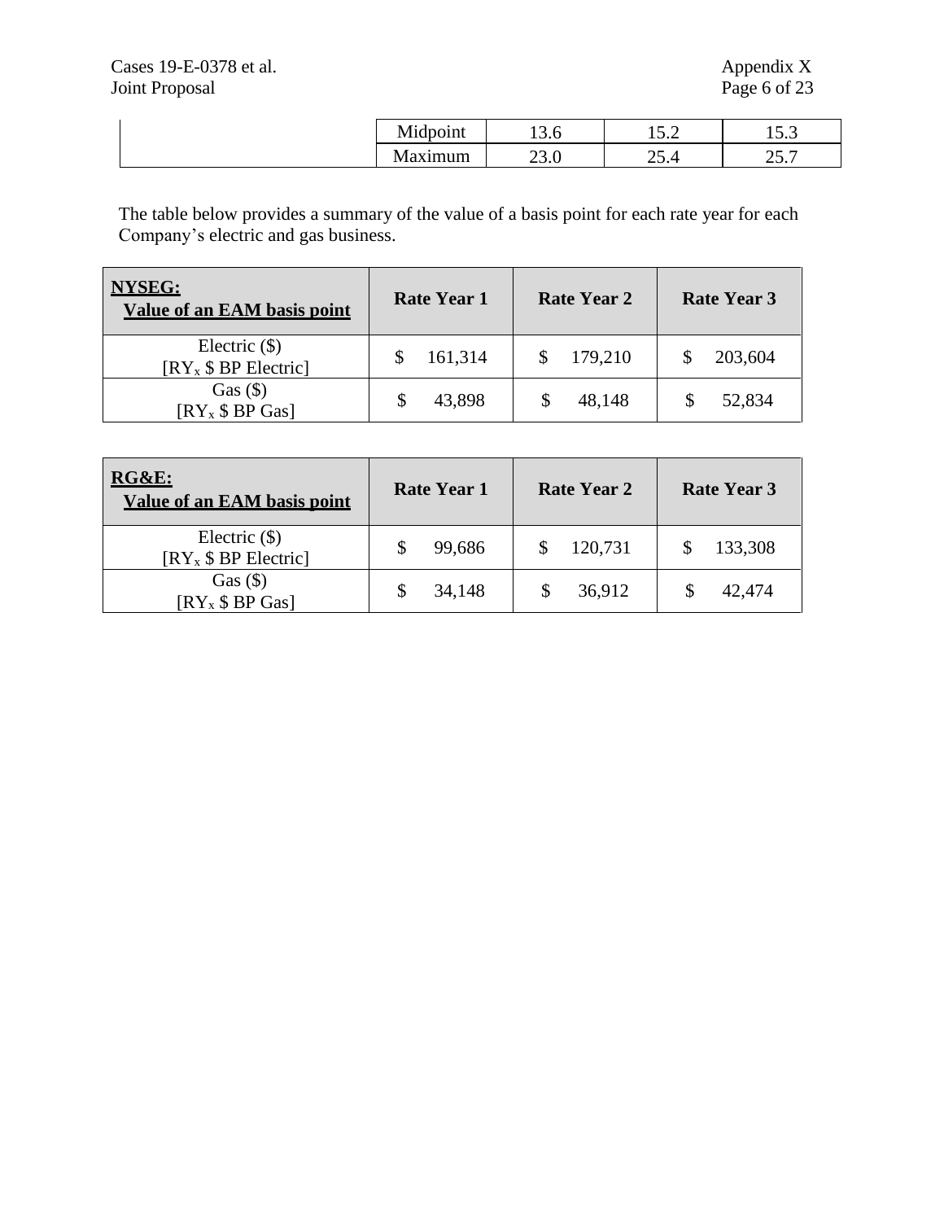| | | | | |
|---|---|---|---|---|
| | Midpoint | 13.6 | 15.2 | 15.3 |
| | Maximum | 23.0 | 25.4 | 25.7 |

The table below provides a summary of the value of a basis point for each rate year for each Company's electric and gas business.

| **NYSEG:** **Value of an EAM basis point** | **Rate Year 1** | **Rate Year 2** | **Rate Year 3** |
|---|---|---|---|
| Electric ($) [$RY_x$ $ BP Electric] | $ 161,314 | $ 179,210 | $ 203,604 |
| Gas ($) [$RY_x$ $ BP Gas] | $ 43,898 | $ 48,148 | $ 52,834 |

| **RG&E:** **Value of an EAM basis point** | **Rate Year 1** | **Rate Year 2** | **Rate Year 3** |
|---|---|---|---|
| Electric ($) [$RY_x$ $ BP Electric] | $ 99,686 | $ 120,731 | $ 133,308 |
| Gas ($) [$RY_x$ $ BP Gas] | $ 34,148 | $ 36,912 | $ 42,474 |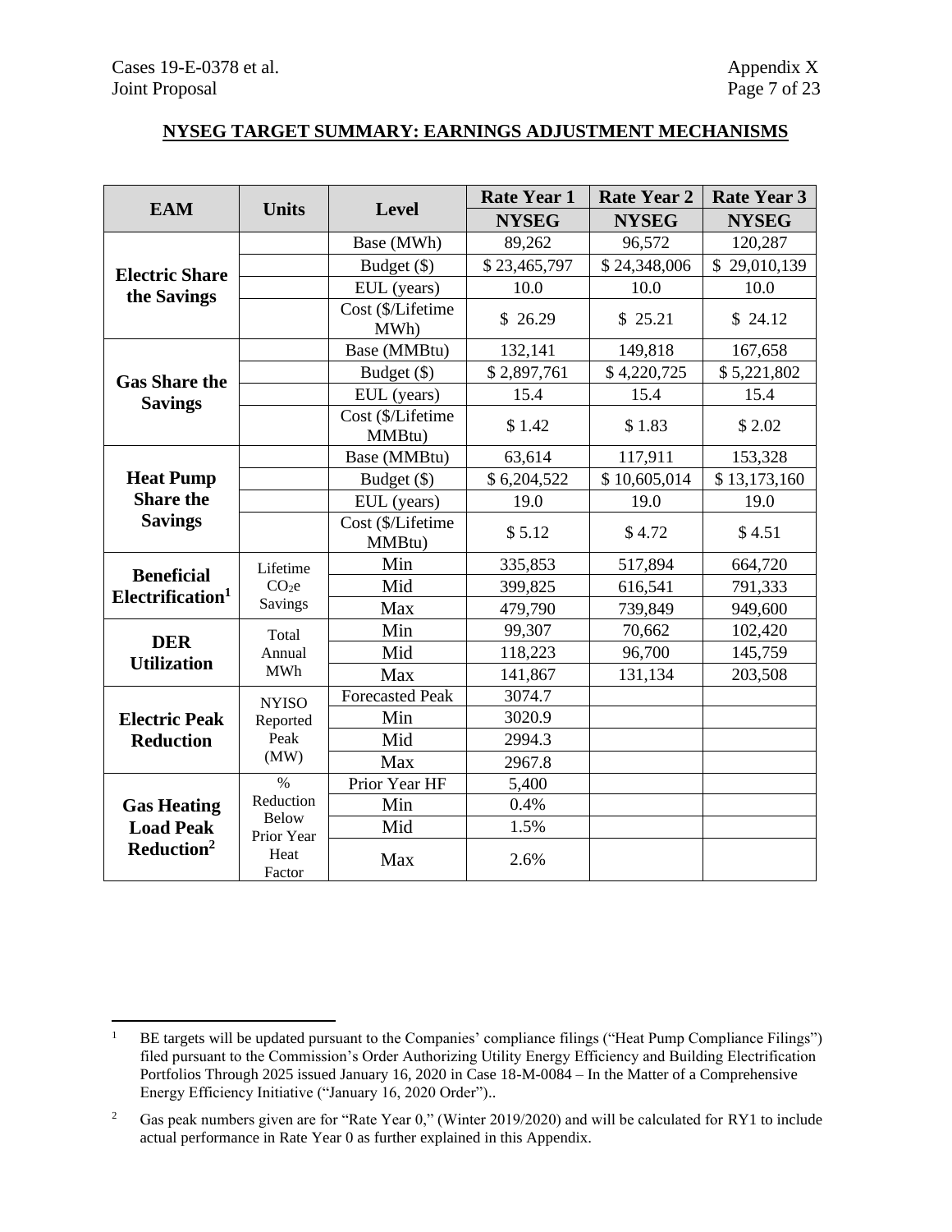## NYSEG TARGET SUMMARY: EARNINGS ADJUSTMENT MECHANISMS

| EAM | Units | Level | Rate Year 1 | Rate Year 2 | Rate Year 3 |
|---|---|---|---|---|---|
| | | | NYSEG | NYSEG | NYSEG |
| Electric Share the Savings | | Base (MWh) | 89,262 | 96,572 | 120,287 |
| | | Budget ($) | $ 23,465,797 | $ 24,348,006 | $ 29,010,139 |
| | | EUL (years) | 10.0 | 10.0 | 10.0 |
| | | Cost ($/Lifetime MWh) | $ 26.29 | $ 25.21 | $ 24.12 |
| Gas Share the Savings | | Base (MMBtu) | 132,141 | 149,818 | 167,658 |
| | | Budget ($) | $ 2,897,761 | $ 4,220,725 | $ 5,221,802 |
| | | EUL (years) | 15.4 | 15.4 | 15.4 |
| | | Cost ($/Lifetime MMBtu) | $ 1.42 | $ 1.83 | $ 2.02 |
| Heat Pump Share the Savings | | Base (MMBtu) | 63,614 | 117,911 | 153,328 |
| | | Budget ($) | $ 6,204,522 | $ 10,605,014 | $ 13,173,160 |
| | | EUL (years) | 19.0 | 19.0 | 19.0 |
| | | Cost ($/Lifetime MMBtu) | $ 5.12 | $ 4.72 | $ 4.51 |
| Beneficial Electrification[1] | Lifetime $CO_2e$ Savings | Min | 335,853 | 517,894 | 664,720 |
| | | Mid | 399,825 | 616,541 | 791,333 |
| | | Max | 479,790 | 739,849 | 949,600 |
| DER Utilization | Total Annual MWh | Min | 99,307 | 70,662 | 102,420 |
| | | Mid | 118,223 | 96,700 | 145,759 |
| | | Max | 141,867 | 131,134 | 203,508 |
| Electric Peak Reduction | NYISO Reported Peak (MW) | Forecasted Peak | 3074.7 | | |
| | | Min | 3020.9 | | |
| | | Mid | 2994.3 | | |
| | | Max | 2967.8 | | |
| Gas Heating Load Peak Reduction[2] | % Reduction Below Prior Year Heat Factor | Prior Year HF | 5,400 | | |
| | | Min | 0.4% | | |
| | | Mid | 1.5% | | |
| | | Max | 2.6% | | |

[1] BE targets will be updated pursuant to the Companies' compliance filings ("Heat Pump Compliance Filings") filed pursuant to the Commission's Order Authorizing Utility Energy Efficiency and Building Electrification Portfolios Through 2025 issued January 16, 2020 in Case 18-M-0084 – In the Matter of a Comprehensive Energy Efficiency Initiative ("January 16, 2020 Order")..

[2] Gas peak numbers given are for "Rate Year 0," (Winter 2019/2020) and will be calculated for RY1 to include actual performance in Rate Year 0 as further explained in this Appendix.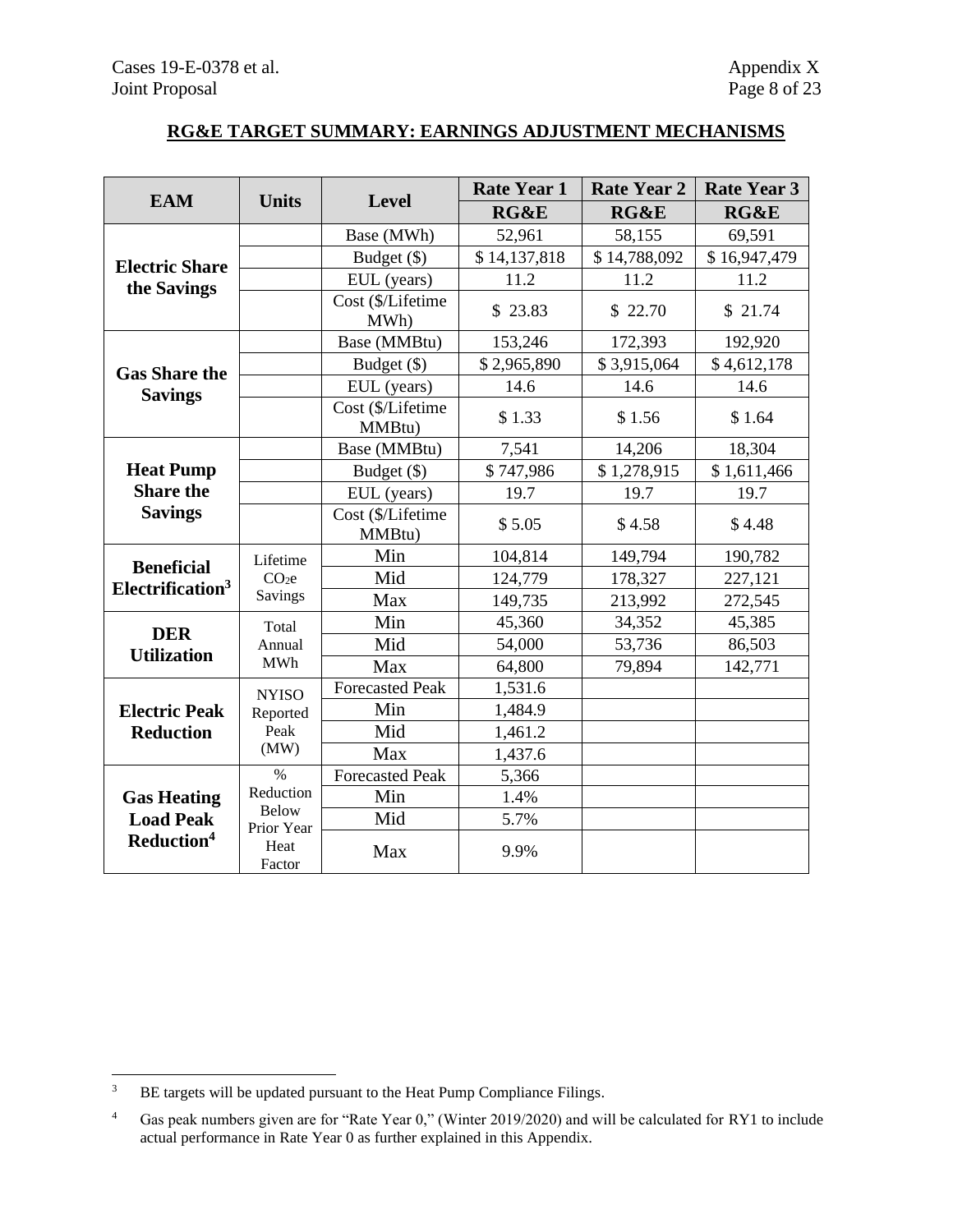**RG&E TARGET SUMMARY: EARNINGS ADJUSTMENT MECHANISMS**

| EAM | Units | Level | Rate Year 1 | Rate Year 2 | Rate Year 3 |
|---|---|---|---|---|---|
| | | | RG&E | RG&E | RG&E |
| Electric Share the Savings | | Base (MWh) | 52,961 | 58,155 | 69,591 |
| | | Budget ($) | $ 14,137,818 | $ 14,788,092 | $ 16,947,479 |
| | | EUL (years) | 11.2 | 11.2 | 11.2 |
| | | Cost ($/Lifetime MWh) | $ 23.83 | $ 22.70 | $ 21.74 |
| Gas Share the Savings | | Base (MMBtu) | 153,246 | 172,393 | 192,920 |
| | | Budget ($) | $ 2,965,890 | $ 3,915,064 | $ 4,612,178 |
| | | EUL (years) | 14.6 | 14.6 | 14.6 |
| | | Cost ($/Lifetime MMBtu) | $ 1.33 | $ 1.56 | $ 1.64 |
| Heat Pump Share the Savings | | Base (MMBtu) | 7,541 | 14,206 | 18,304 |
| | | Budget ($) | $ 747,986 | $ 1,278,915 | $ 1,611,466 |
| | | EUL (years) | 19.7 | 19.7 | 19.7 |
| | | Cost ($/Lifetime MMBtu) | $ 5.05 | $ 4.58 | $ 4.48 |
| Beneficial Electrification[3] | Lifetime $CO_2e$ Savings | Min | 104,814 | 149,794 | 190,782 |
| | | Mid | 124,779 | 178,327 | 227,121 |
| | | Max | 149,735 | 213,992 | 272,545 |
| DER Utilization | Total Annual MWh | Min | 45,360 | 34,352 | 45,385 |
| | | Mid | 54,000 | 53,736 | 86,503 |
| | | Max | 64,800 | 79,894 | 142,771 |
| Electric Peak Reduction | NYISO Reported Peak (MW) | Forecasted Peak | 1,531.6 | | |
| | | Min | 1,484.9 | | |
| | | Mid | 1,461.2 | | |
| | | Max | 1,437.6 | | |
| Gas Heating Load Peak Reduction[4] | % Reduction Below Prior Year Heat Factor | Forecasted Peak | 5,366 | | |
| | | Min | 1.4% | | |
| | | Mid | 5.7% | | |
| | | Max | 9.9% | | |

[3] BE targets will be updated pursuant to the Heat Pump Compliance Filings.

[4] Gas peak numbers given are for "Rate Year 0," (Winter 2019/2020) and will be calculated for RY1 to include actual performance in Rate Year 0 as further explained in this Appendix.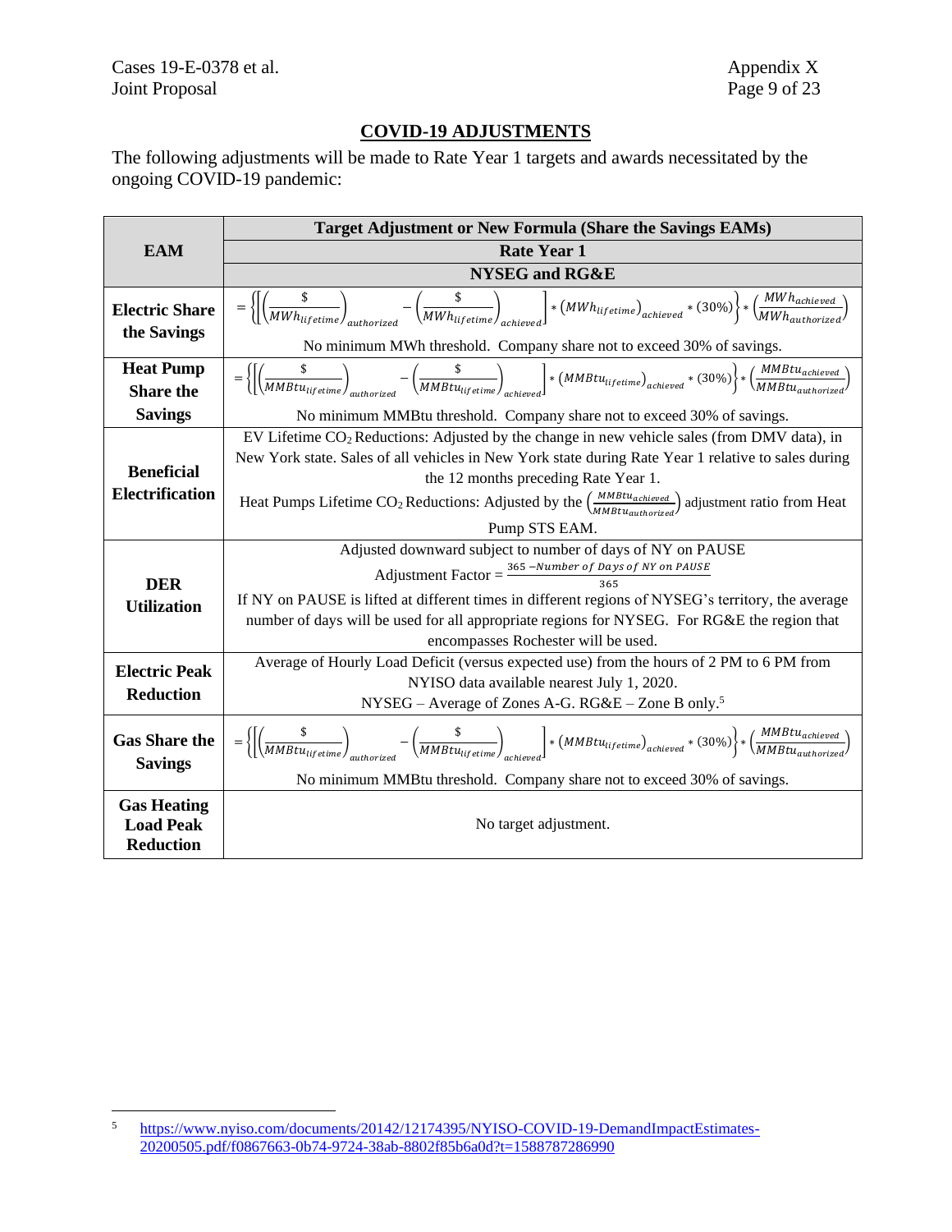## COVID-19 ADJUSTMENTS

The following adjustments will be made to Rate Year 1 targets and awards necessitated by the ongoing COVID-19 pandemic:

| EAM | Target Adjustment or New Formula (Share the Savings EAMs) — Rate Year 1 — NYSEG and RG&E |
|---|---|
| **Electric Share the Savings** | $= \left\{ \left[ \left( \frac{\$}{MWh_{lifetime}} \right)_{authorized} - \left( \frac{\$}{MWh_{lifetime}} \right)_{achieved} \right] * \left( MWh_{lifetime} \right)_{achieved} * (30\%) \right\} * \left( \frac{MWh_{achieved}}{MWh_{authorized}} \right)$ No minimum MWh threshold. Company share not to exceed 30% of savings. |
| **Heat Pump Share the Savings** | $= \left\{ \left[ \left( \frac{\$}{MMBtu_{lifetime}} \right)_{authorized} - \left( \frac{\$}{MMBtu_{lifetime}} \right)_{achieved} \right] * \left( MMBtu_{lifetime} \right)_{achieved} * (30\%) \right\} * \left( \frac{MMBtu_{achieved}}{MMBtu_{authorized}} \right)$ No minimum MMBtu threshold. Company share not to exceed 30% of savings. |
| **Beneficial Electrification** | EV Lifetime $CO_2$ Reductions: Adjusted by the change in new vehicle sales (from DMV data), in New York state. Sales of all vehicles in New York state during Rate Year 1 relative to sales during the 12 months preceding Rate Year 1. Heat Pumps Lifetime $CO_2$ Reductions: Adjusted by the $\left( \frac{MMBtu_{achieved}}{MMBtu_{authorized}} \right)$ adjustment ratio from Heat Pump STS EAM. |
| **DER Utilization** | Adjusted downward subject to number of days of NY on PAUSE Adjustment Factor = $\frac{365 - Number\ of\ Days\ of\ NY\ on\ PAUSE}{365}$ If NY on PAUSE is lifted at different times in different regions of NYSEG's territory, the average number of days will be used for all appropriate regions for NYSEG. For RG&E the region that encompasses Rochester will be used. |
| **Electric Peak Reduction** | Average of Hourly Load Deficit (versus expected use) from the hours of 2 PM to 6 PM from NYISO data available nearest July 1, 2020. NYSEG – Average of Zones A-G. RG&E – Zone B only.[5] |
| **Gas Share the Savings** | $= \left\{ \left[ \left( \frac{\$}{MMBtu_{lifetime}} \right)_{authorized} - \left( \frac{\$}{MMBtu_{lifetime}} \right)_{achieved} \right] * \left( MMBtu_{lifetime} \right)_{achieved} * (30\%) \right\} * \left( \frac{MMBtu_{achieved}}{MMBtu_{authorized}} \right)$ No minimum MMBtu threshold. Company share not to exceed 30% of savings. |
| **Gas Heating Load Peak Reduction** | No target adjustment. |

[5] https://www.nyiso.com/documents/20142/12174395/NYISO-COVID-19-DemandImpactEstimates-20200505.pdf/f0867663-0b74-9724-38ab-8802f85b6a0d?t=1588787286990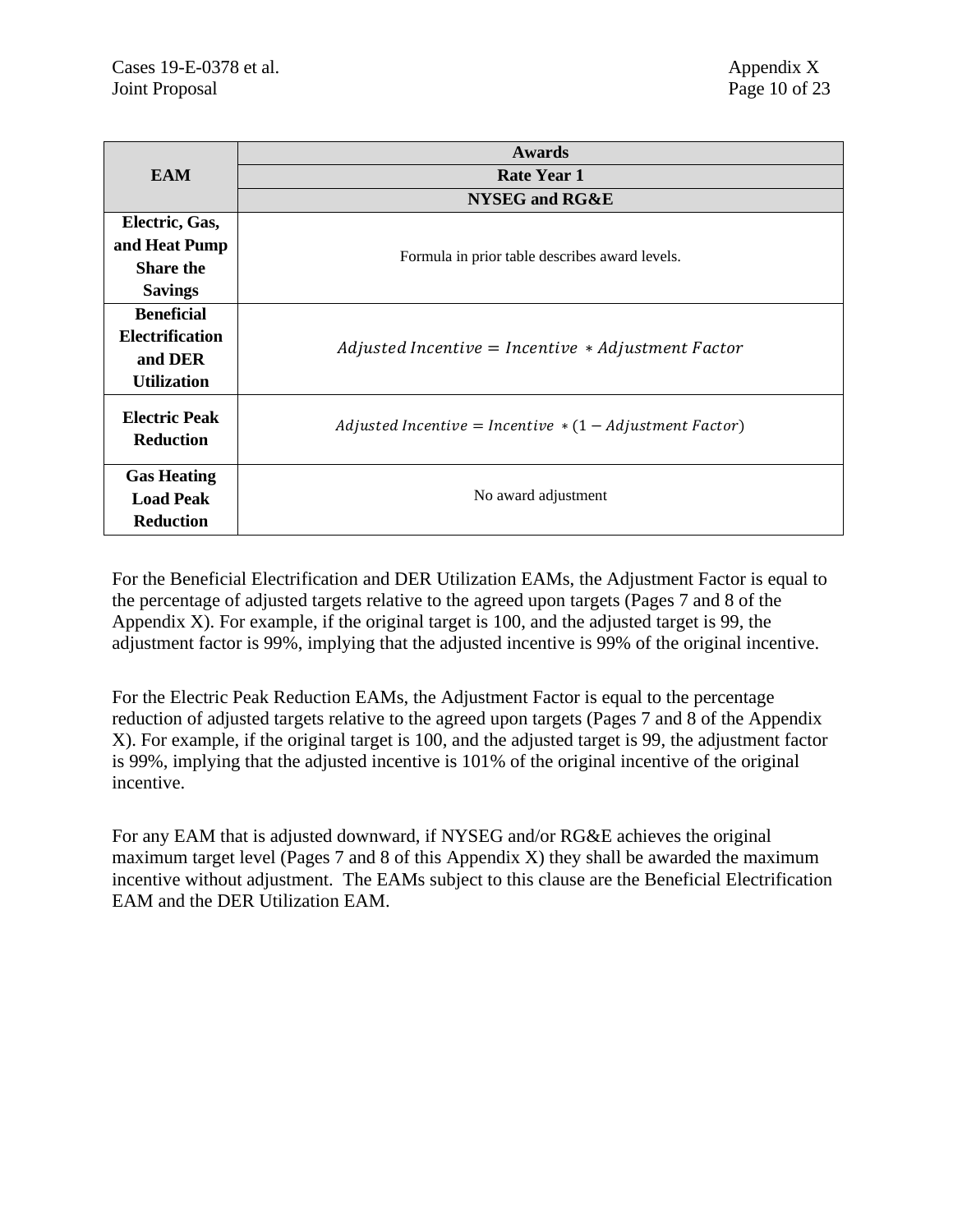| EAM | Awards |
| --- | --- |
| | Rate Year 1 |
| | NYSEG and RG&E |
| Electric, Gas, and Heat Pump Share the Savings | Formula in prior table describes award levels. |
| Beneficial Electrification and DER Utilization | $Adjusted\ Incentive = Incentive\ * Adjustment\ Factor$ |
| Electric Peak Reduction | $Adjusted\ Incentive = Incentive\ * (1 - Adjustment\ Factor)$ |
| Gas Heating Load Peak Reduction | No award adjustment |

For the Beneficial Electrification and DER Utilization EAMs, the Adjustment Factor is equal to the percentage of adjusted targets relative to the agreed upon targets (Pages 7 and 8 of the Appendix X). For example, if the original target is 100, and the adjusted target is 99, the adjustment factor is 99%, implying that the adjusted incentive is 99% of the original incentive.

For the Electric Peak Reduction EAMs, the Adjustment Factor is equal to the percentage reduction of adjusted targets relative to the agreed upon targets (Pages 7 and 8 of the Appendix X). For example, if the original target is 100, and the adjusted target is 99, the adjustment factor is 99%, implying that the adjusted incentive is 101% of the original incentive of the original incentive.

For any EAM that is adjusted downward, if NYSEG and/or RG&E achieves the original maximum target level (Pages 7 and 8 of this Appendix X) they shall be awarded the maximum incentive without adjustment. The EAMs subject to this clause are the Beneficial Electrification EAM and the DER Utilization EAM.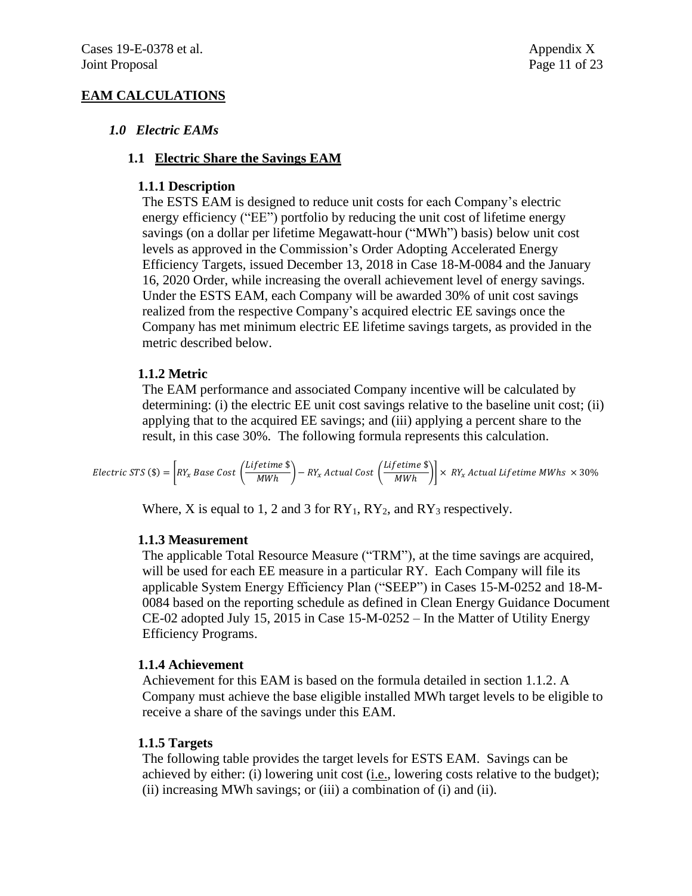## EAM CALCULATIONS

### *1.0 Electric EAMs*

### 1.1 Electric Share the Savings EAM

#### 1.1.1 Description

The ESTS EAM is designed to reduce unit costs for each Company's electric energy efficiency ("EE") portfolio by reducing the unit cost of lifetime energy savings (on a dollar per lifetime Megawatt-hour ("MWh") basis) below unit cost levels as approved in the Commission's Order Adopting Accelerated Energy Efficiency Targets, issued December 13, 2018 in Case 18-M-0084 and the January 16, 2020 Order, while increasing the overall achievement level of energy savings. Under the ESTS EAM, each Company will be awarded 30% of unit cost savings realized from the respective Company's acquired electric EE savings once the Company has met minimum electric EE lifetime savings targets, as provided in the metric described below.

#### 1.1.2 Metric

The EAM performance and associated Company incentive will be calculated by determining: (i) the electric EE unit cost savings relative to the baseline unit cost; (ii) applying that to the acquired EE savings; and (iii) applying a percent share to the result, in this case 30%. The following formula represents this calculation.

$$Electric\ STS\ (\$) = \left[RY_x\ Base\ Cost\ \left(\frac{Lifetime\ \$}{MWh}\right) - RY_x\ Actual\ Cost\ \left(\frac{Lifetime\ \$}{MWh}\right)\right] \times\ RY_x\ Actual\ Lifetime\ MWhs\ \times 30\%$$

Where, X is equal to 1, 2 and 3 for $RY_1$, $RY_2$, and $RY_3$ respectively.

#### 1.1.3 Measurement

The applicable Total Resource Measure ("TRM"), at the time savings are acquired, will be used for each EE measure in a particular RY. Each Company will file its applicable System Energy Efficiency Plan ("SEEP") in Cases 15-M-0252 and 18-M-0084 based on the reporting schedule as defined in Clean Energy Guidance Document CE-02 adopted July 15, 2015 in Case 15-M-0252 – In the Matter of Utility Energy Efficiency Programs.

#### 1.1.4 Achievement

Achievement for this EAM is based on the formula detailed in section 1.1.2. A Company must achieve the base eligible installed MWh target levels to be eligible to receive a share of the savings under this EAM.

#### 1.1.5 Targets

The following table provides the target levels for ESTS EAM. Savings can be achieved by either: (i) lowering unit cost (i.e., lowering costs relative to the budget); (ii) increasing MWh savings; or (iii) a combination of (i) and (ii).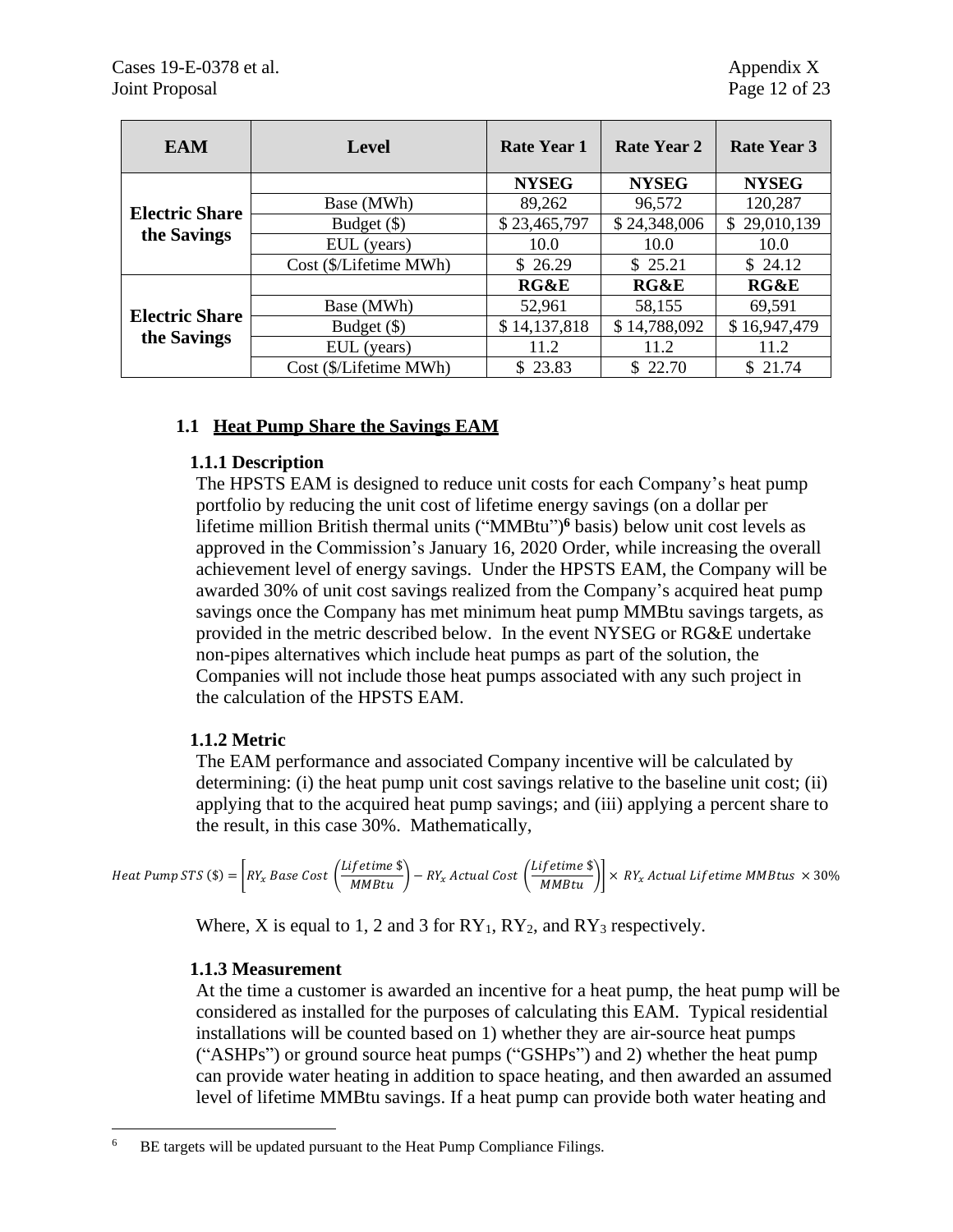| EAM | Level | Rate Year 1 | Rate Year 2 | Rate Year 3 |
|---|---|---|---|---|
| **Electric Share the Savings** | | **NYSEG** | **NYSEG** | **NYSEG** |
| | Base (MWh) | 89,262 | 96,572 | 120,287 |
| | Budget ($) | $ 23,465,797 | $ 24,348,006 | $ 29,010,139 |
| | EUL (years) | 10.0 | 10.0 | 10.0 |
| | Cost ($/Lifetime MWh) | $ 26.29 | $ 25.21 | $ 24.12 |
| **Electric Share the Savings** | | **RG&E** | **RG&E** | **RG&E** |
| | Base (MWh) | 52,961 | 58,155 | 69,591 |
| | Budget ($) | $ 14,137,818 | $ 14,788,092 | $ 16,947,479 |
| | EUL (years) | 11.2 | 11.2 | 11.2 |
| | Cost ($/Lifetime MWh) | $ 23.83 | $ 22.70 | $ 21.74 |

## 1.1 Heat Pump Share the Savings EAM

### 1.1.1 Description

The HPSTS EAM is designed to reduce unit costs for each Company's heat pump portfolio by reducing the unit cost of lifetime energy savings (on a dollar per lifetime million British thermal units ("MMBtu")[6] basis) below unit cost levels as approved in the Commission's January 16, 2020 Order, while increasing the overall achievement level of energy savings. Under the HPSTS EAM, the Company will be awarded 30% of unit cost savings realized from the Company's acquired heat pump savings once the Company has met minimum heat pump MMBtu savings targets, as provided in the metric described below. In the event NYSEG or RG&E undertake non-pipes alternatives which include heat pumps as part of the solution, the Companies will not include those heat pumps associated with any such project in the calculation of the HPSTS EAM.

### 1.1.2 Metric

The EAM performance and associated Company incentive will be calculated by determining: (i) the heat pump unit cost savings relative to the baseline unit cost; (ii) applying that to the acquired heat pump savings; and (iii) applying a percent share to the result, in this case 30%. Mathematically,

$$Heat\ Pump\ STS\ (\$) = \left[RY_x\ Base\ Cost\ \left(\frac{Lifetime\ \$}{MMBtu}\right) - RY_x\ Actual\ Cost\ \left(\frac{Lifetime\ \$}{MMBtu}\right)\right] \times\ RY_x\ Actual\ Lifetime\ MMBtus\ \times 30\%$$

Where, X is equal to 1, 2 and 3 for $RY_1$, $RY_2$, and $RY_3$ respectively.

### 1.1.3 Measurement

At the time a customer is awarded an incentive for a heat pump, the heat pump will be considered as installed for the purposes of calculating this EAM. Typical residential installations will be counted based on 1) whether they are air-source heat pumps ("ASHPs") or ground source heat pumps ("GSHPs") and 2) whether the heat pump can provide water heating in addition to space heating, and then awarded an assumed level of lifetime MMBtu savings. If a heat pump can provide both water heating and

[6] BE targets will be updated pursuant to the Heat Pump Compliance Filings.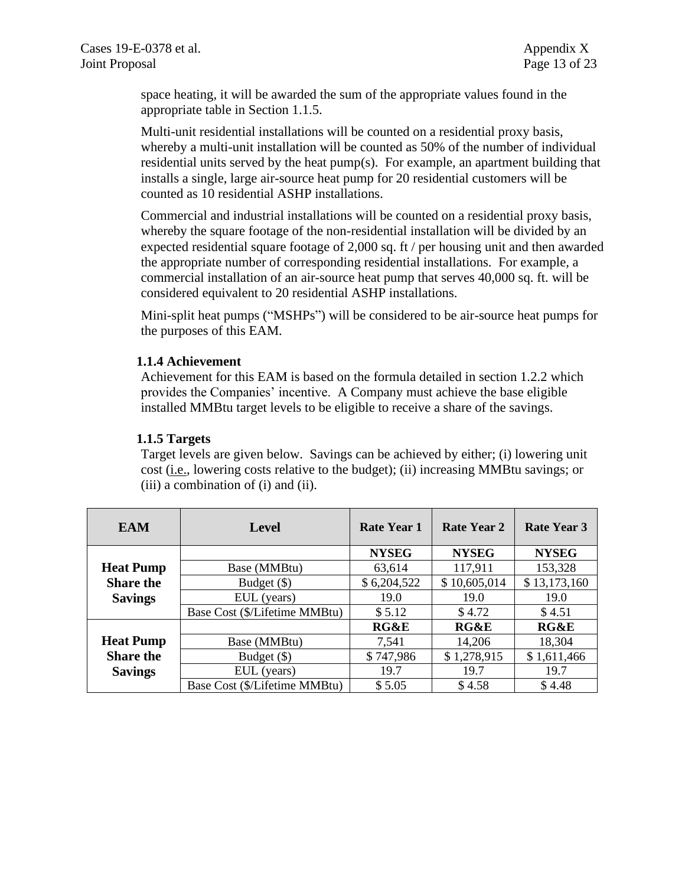space heating, it will be awarded the sum of the appropriate values found in the appropriate table in Section 1.1.5.

Multi-unit residential installations will be counted on a residential proxy basis, whereby a multi-unit installation will be counted as 50% of the number of individual residential units served by the heat pump(s). For example, an apartment building that installs a single, large air-source heat pump for 20 residential customers will be counted as 10 residential ASHP installations.

Commercial and industrial installations will be counted on a residential proxy basis, whereby the square footage of the non-residential installation will be divided by an expected residential square footage of 2,000 sq. ft / per housing unit and then awarded the appropriate number of corresponding residential installations. For example, a commercial installation of an air-source heat pump that serves 40,000 sq. ft. will be considered equivalent to 20 residential ASHP installations.

Mini-split heat pumps ("MSHPs") will be considered to be air-source heat pumps for the purposes of this EAM.

### 1.1.4 Achievement

Achievement for this EAM is based on the formula detailed in section 1.2.2 which provides the Companies' incentive. A Company must achieve the base eligible installed MMBtu target levels to be eligible to receive a share of the savings.

### 1.1.5 Targets

Target levels are given below. Savings can be achieved by either; (i) lowering unit cost (i.e., lowering costs relative to the budget); (ii) increasing MMBtu savings; or (iii) a combination of (i) and (ii).

| EAM | Level | Rate Year 1 | Rate Year 2 | Rate Year 3 |
|---|---|---|---|---|
| **Heat Pump Share the Savings** | | **NYSEG** | **NYSEG** | **NYSEG** |
| | Base (MMBtu) | 63,614 | 117,911 | 153,328 |
| | Budget ($) | $ 6,204,522 | $ 10,605,014 | $ 13,173,160 |
| | EUL (years) | 19.0 | 19.0 | 19.0 |
| | Base Cost ($/Lifetime MMBtu) | $ 5.12 | $ 4.72 | $ 4.51 |
| **Heat Pump Share the Savings** | | **RG&E** | **RG&E** | **RG&E** |
| | Base (MMBtu) | 7,541 | 14,206 | 18,304 |
| | Budget ($) | $ 747,986 | $ 1,278,915 | $ 1,611,466 |
| | EUL (years) | 19.7 | 19.7 | 19.7 |
| | Base Cost ($/Lifetime MMBtu) | $ 5.05 | $ 4.58 | $ 4.48 |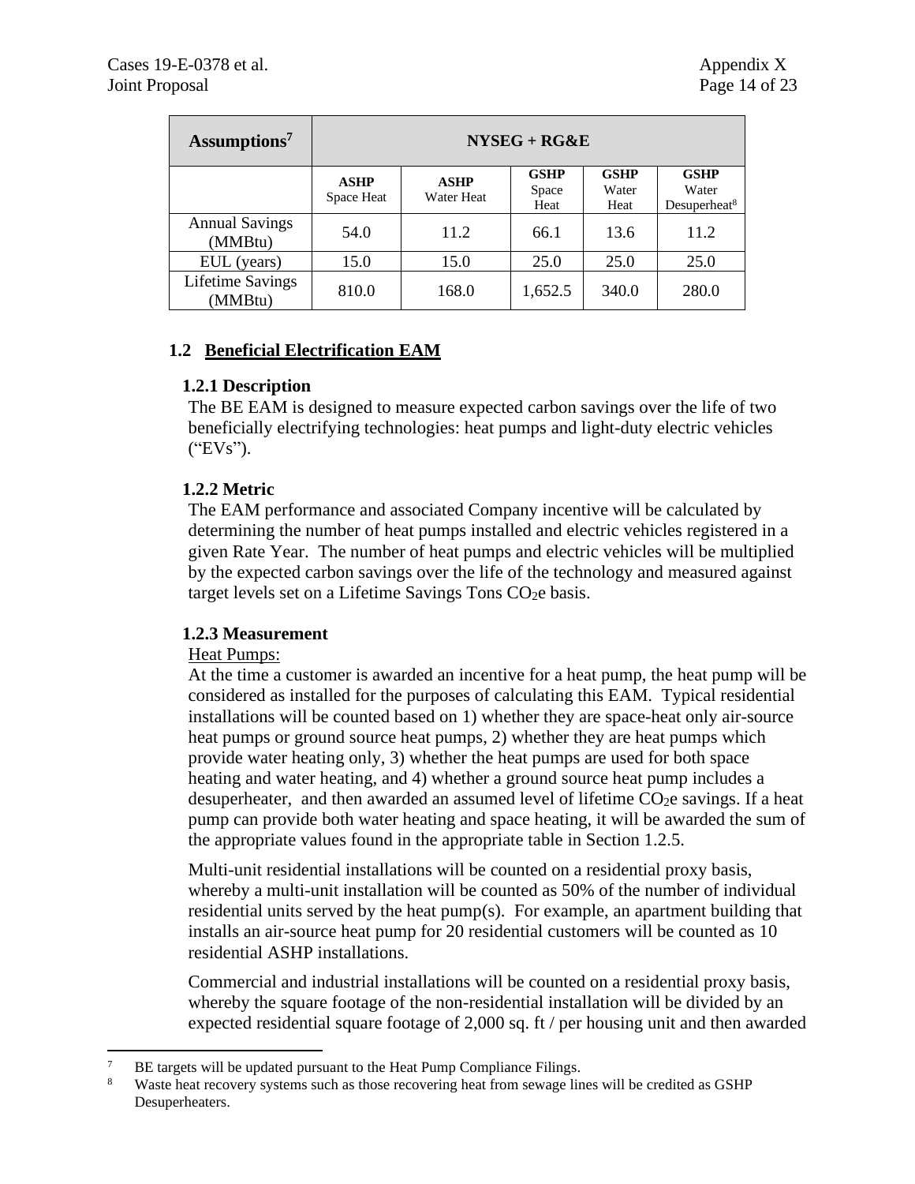| Assumptions[7] | NYSEG + RG&E | | | | |
|---|---|---|---|---|---|
| | **ASHP** Space Heat | **ASHP** Water Heat | **GSHP** Space Heat | **GSHP** Water Heat | **GSHP** Water Desuperheat[8] |
| Annual Savings (MMBtu) | 54.0 | 11.2 | 66.1 | 13.6 | 11.2 |
| EUL (years) | 15.0 | 15.0 | 25.0 | 25.0 | 25.0 |
| Lifetime Savings (MMBtu) | 810.0 | 168.0 | 1,652.5 | 340.0 | 280.0 |

## 1.2 Beneficial Electrification EAM

### 1.2.1 Description

The BE EAM is designed to measure expected carbon savings over the life of two beneficially electrifying technologies: heat pumps and light-duty electric vehicles ("EVs").

### 1.2.2 Metric

The EAM performance and associated Company incentive will be calculated by determining the number of heat pumps installed and electric vehicles registered in a given Rate Year. The number of heat pumps and electric vehicles will be multiplied by the expected carbon savings over the life of the technology and measured against target levels set on a Lifetime Savings Tons $CO_2$e basis.

### 1.2.3 Measurement

Heat Pumps:

At the time a customer is awarded an incentive for a heat pump, the heat pump will be considered as installed for the purposes of calculating this EAM. Typical residential installations will be counted based on 1) whether they are space-heat only air-source heat pumps or ground source heat pumps, 2) whether they are heat pumps which provide water heating only, 3) whether the heat pumps are used for both space heating and water heating, and 4) whether a ground source heat pump includes a desuperheater, and then awarded an assumed level of lifetime $CO_2$e savings. If a heat pump can provide both water heating and space heating, it will be awarded the sum of the appropriate values found in the appropriate table in Section 1.2.5.

Multi-unit residential installations will be counted on a residential proxy basis, whereby a multi-unit installation will be counted as 50% of the number of individual residential units served by the heat pump(s). For example, an apartment building that installs an air-source heat pump for 20 residential customers will be counted as 10 residential ASHP installations.

Commercial and industrial installations will be counted on a residential proxy basis, whereby the square footage of the non-residential installation will be divided by an expected residential square footage of 2,000 sq. ft / per housing unit and then awarded

---

[7] BE targets will be updated pursuant to the Heat Pump Compliance Filings.

[8] Waste heat recovery systems such as those recovering heat from sewage lines will be credited as GSHP Desuperheaters.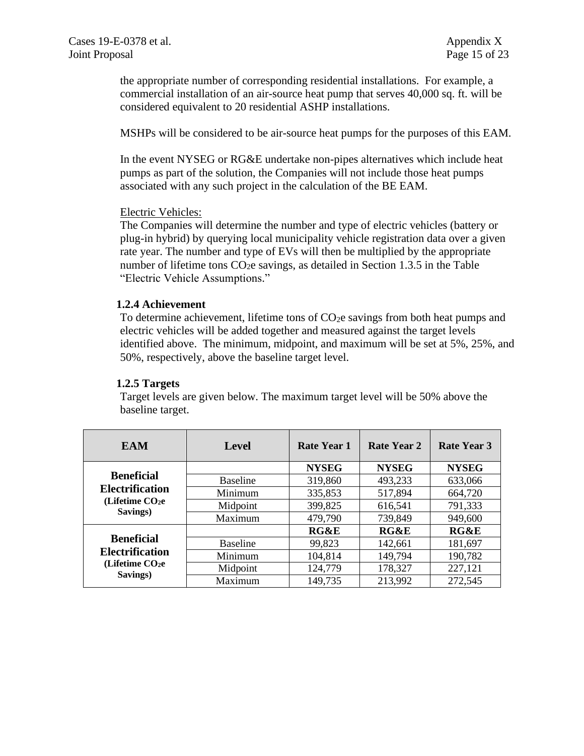the appropriate number of corresponding residential installations. For example, a commercial installation of an air-source heat pump that serves 40,000 sq. ft. will be considered equivalent to 20 residential ASHP installations.

MSHPs will be considered to be air-source heat pumps for the purposes of this EAM.

In the event NYSEG or RG&E undertake non-pipes alternatives which include heat pumps as part of the solution, the Companies will not include those heat pumps associated with any such project in the calculation of the BE EAM.

Electric Vehicles:

The Companies will determine the number and type of electric vehicles (battery or plug-in hybrid) by querying local municipality vehicle registration data over a given rate year. The number and type of EVs will then be multiplied by the appropriate number of lifetime tons $CO_2e$ savings, as detailed in Section 1.3.5 in the Table "Electric Vehicle Assumptions."

### 1.2.4 Achievement

To determine achievement, lifetime tons of $CO_2e$ savings from both heat pumps and electric vehicles will be added together and measured against the target levels identified above. The minimum, midpoint, and maximum will be set at 5%, 25%, and 50%, respectively, above the baseline target level.

### 1.2.5 Targets

Target levels are given below. The maximum target level will be 50% above the baseline target.

| EAM | Level | Rate Year 1 | Rate Year 2 | Rate Year 3 |
|---|---|---|---|---|
| **Beneficial Electrification (Lifetime $CO_2e$ Savings)** | | **NYSEG** | **NYSEG** | **NYSEG** |
| | Baseline | 319,860 | 493,233 | 633,066 |
| | Minimum | 335,853 | 517,894 | 664,720 |
| | Midpoint | 399,825 | 616,541 | 791,333 |
| | Maximum | 479,790 | 739,849 | 949,600 |
| **Beneficial Electrification (Lifetime $CO_2e$ Savings)** | | **RG&E** | **RG&E** | **RG&E** |
| | Baseline | 99,823 | 142,661 | 181,697 |
| | Minimum | 104,814 | 149,794 | 190,782 |
| | Midpoint | 124,779 | 178,327 | 227,121 |
| | Maximum | 149,735 | 213,992 | 272,545 |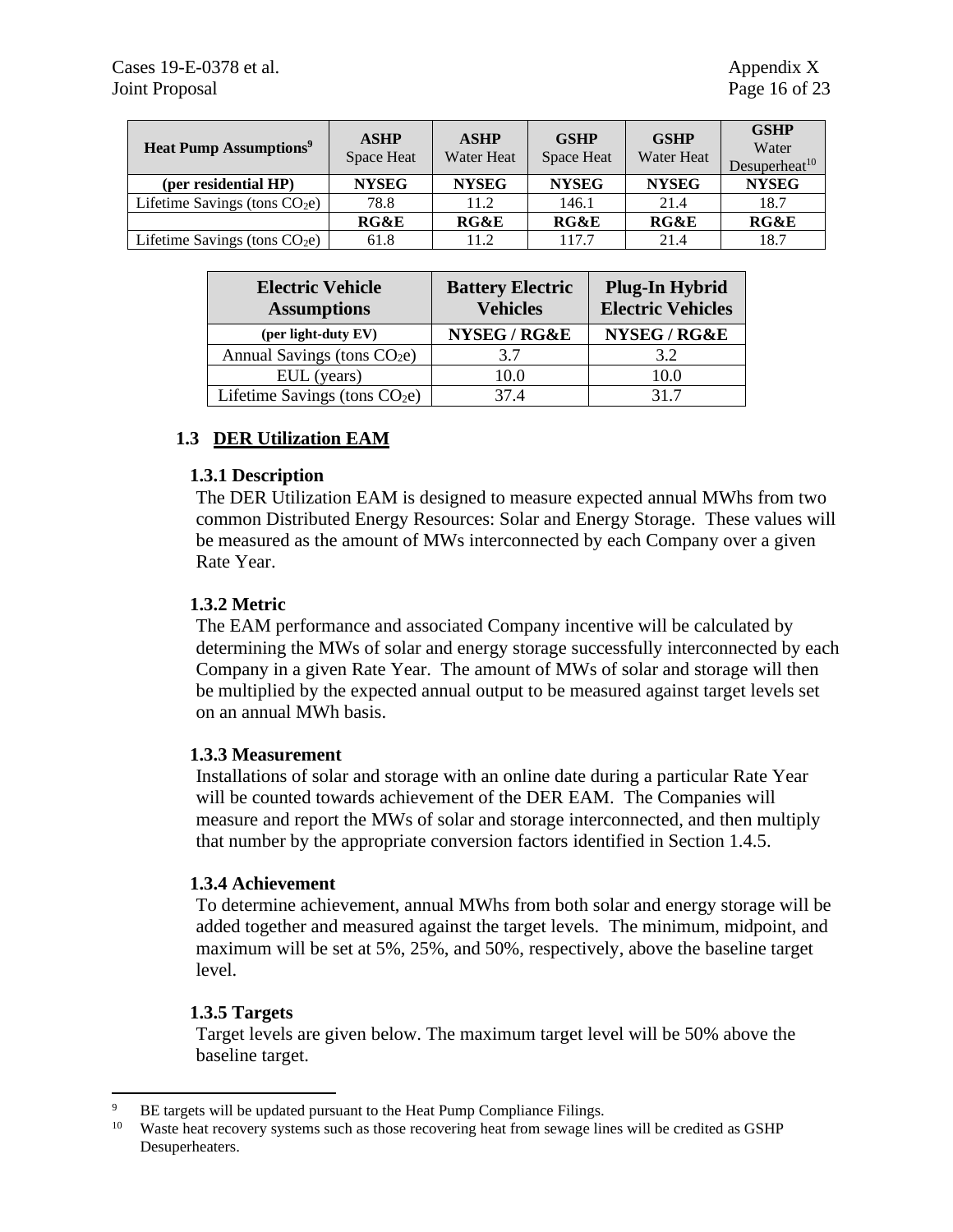| Heat Pump Assumptions[9] | ASHP Space Heat | ASHP Water Heat | GSHP Space Heat | GSHP Water Heat | GSHP Water Desuperheat[10] |
|---|---|---|---|---|---|
| (per residential HP) | NYSEG | NYSEG | NYSEG | NYSEG | NYSEG |
| Lifetime Savings (tons $CO_2$e) | 78.8 | 11.2 | 146.1 | 21.4 | 18.7 |
| | RG&E | RG&E | RG&E | RG&E | RG&E |
| Lifetime Savings (tons $CO_2$e) | 61.8 | 11.2 | 117.7 | 21.4 | 18.7 |

| Electric Vehicle Assumptions | Battery Electric Vehicles | Plug-In Hybrid Electric Vehicles |
|---|---|---|
| (per light-duty EV) | NYSEG / RG&E | NYSEG / RG&E |
| Annual Savings (tons $CO_2$e) | 3.7 | 3.2 |
| EUL (years) | 10.0 | 10.0 |
| Lifetime Savings (tons $CO_2$e) | 37.4 | 31.7 |

## 1.3 DER Utilization EAM

### 1.3.1 Description

The DER Utilization EAM is designed to measure expected annual MWhs from two common Distributed Energy Resources: Solar and Energy Storage. These values will be measured as the amount of MWs interconnected by each Company over a given Rate Year.

### 1.3.2 Metric

The EAM performance and associated Company incentive will be calculated by determining the MWs of solar and energy storage successfully interconnected by each Company in a given Rate Year. The amount of MWs of solar and storage will then be multiplied by the expected annual output to be measured against target levels set on an annual MWh basis.

### 1.3.3 Measurement

Installations of solar and storage with an online date during a particular Rate Year will be counted towards achievement of the DER EAM. The Companies will measure and report the MWs of solar and storage interconnected, and then multiply that number by the appropriate conversion factors identified in Section 1.4.5.

### 1.3.4 Achievement

To determine achievement, annual MWhs from both solar and energy storage will be added together and measured against the target levels. The minimum, midpoint, and maximum will be set at 5%, 25%, and 50%, respectively, above the baseline target level.

### 1.3.5 Targets

Target levels are given below. The maximum target level will be 50% above the baseline target.

---

[9] BE targets will be updated pursuant to the Heat Pump Compliance Filings.

[10] Waste heat recovery systems such as those recovering heat from sewage lines will be credited as GSHP Desuperheaters.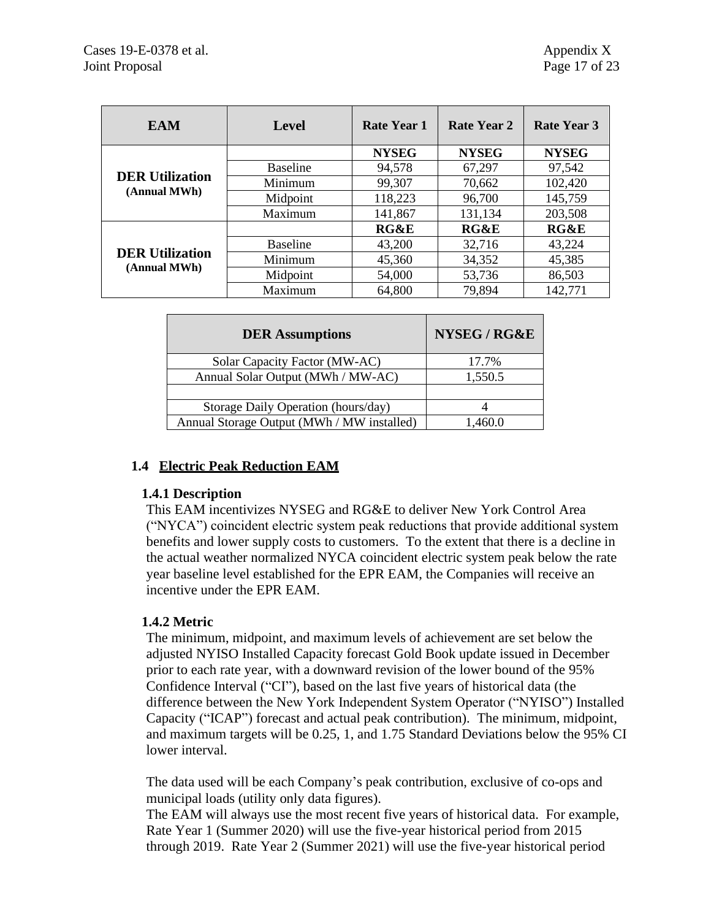| EAM | Level | Rate Year 1 | Rate Year 2 | Rate Year 3 |
|---|---|---|---|---|
| **DER Utilization (Annual MWh)** | | **NYSEG** | **NYSEG** | **NYSEG** |
| | Baseline | 94,578 | 67,297 | 97,542 |
| | Minimum | 99,307 | 70,662 | 102,420 |
| | Midpoint | 118,223 | 96,700 | 145,759 |
| | Maximum | 141,867 | 131,134 | 203,508 |
| **DER Utilization (Annual MWh)** | | **RG&E** | **RG&E** | **RG&E** |
| | Baseline | 43,200 | 32,716 | 43,224 |
| | Minimum | 45,360 | 34,352 | 45,385 |
| | Midpoint | 54,000 | 53,736 | 86,503 |
| | Maximum | 64,800 | 79,894 | 142,771 |

| DER Assumptions | NYSEG / RG&E |
|---|---|
| Solar Capacity Factor (MW-AC) | 17.7% |
| Annual Solar Output (MWh / MW-AC) | 1,550.5 |
| | |
| Storage Daily Operation (hours/day) | 4 |
| Annual Storage Output (MWh / MW installed) | 1,460.0 |

## 1.4 Electric Peak Reduction EAM

### 1.4.1 Description

This EAM incentivizes NYSEG and RG&E to deliver New York Control Area ("NYCA") coincident electric system peak reductions that provide additional system benefits and lower supply costs to customers. To the extent that there is a decline in the actual weather normalized NYCA coincident electric system peak below the rate year baseline level established for the EPR EAM, the Companies will receive an incentive under the EPR EAM.

### 1.4.2 Metric

The minimum, midpoint, and maximum levels of achievement are set below the adjusted NYISO Installed Capacity forecast Gold Book update issued in December prior to each rate year, with a downward revision of the lower bound of the 95% Confidence Interval ("CI"), based on the last five years of historical data (the difference between the New York Independent System Operator ("NYISO") Installed Capacity ("ICAP") forecast and actual peak contribution). The minimum, midpoint, and maximum targets will be 0.25, 1, and 1.75 Standard Deviations below the 95% CI lower interval.

The data used will be each Company's peak contribution, exclusive of co-ops and municipal loads (utility only data figures).

The EAM will always use the most recent five years of historical data. For example, Rate Year 1 (Summer 2020) will use the five-year historical period from 2015 through 2019. Rate Year 2 (Summer 2021) will use the five-year historical period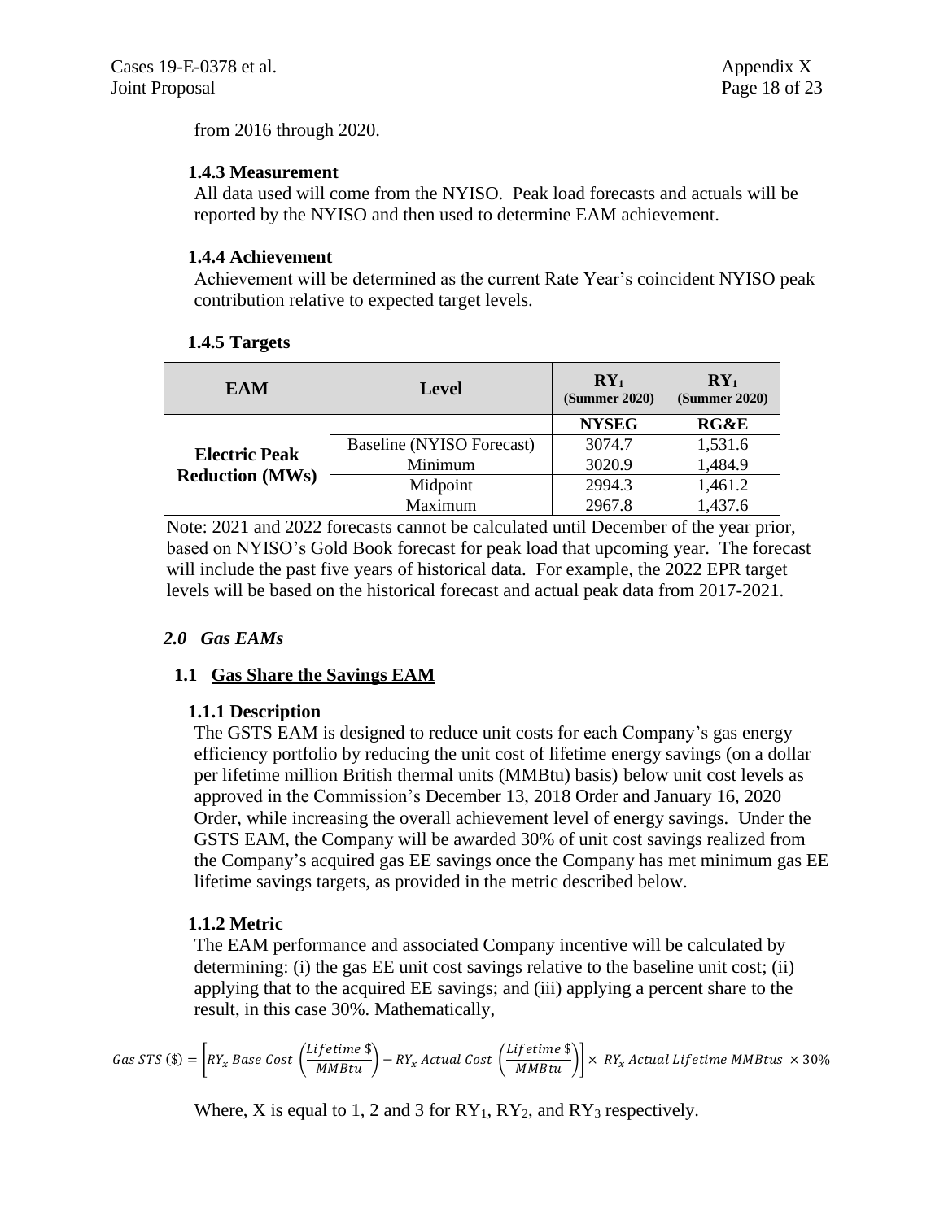from 2016 through 2020.

#### 1.4.3 Measurement

All data used will come from the NYISO. Peak load forecasts and actuals will be reported by the NYISO and then used to determine EAM achievement.

#### 1.4.4 Achievement

Achievement will be determined as the current Rate Year's coincident NYISO peak contribution relative to expected target levels.

#### 1.4.5 Targets

| EAM | Level | $RY_1$ (Summer 2020) | $RY_1$ (Summer 2020) |
|---|---|---|---|
| Electric Peak Reduction (MWs) | | **NYSEG** | **RG&E** |
| | Baseline (NYISO Forecast) | 3074.7 | 1,531.6 |
| | Minimum | 3020.9 | 1,484.9 |
| | Midpoint | 2994.3 | 1,461.2 |
| | Maximum | 2967.8 | 1,437.6 |

Note: 2021 and 2022 forecasts cannot be calculated until December of the year prior, based on NYISO's Gold Book forecast for peak load that upcoming year. The forecast will include the past five years of historical data. For example, the 2022 EPR target levels will be based on the historical forecast and actual peak data from 2017-2021.

## *2.0 Gas EAMs*

### 1.1 Gas Share the Savings EAM

#### 1.1.1 Description

The GSTS EAM is designed to reduce unit costs for each Company's gas energy efficiency portfolio by reducing the unit cost of lifetime energy savings (on a dollar per lifetime million British thermal units (MMBtu) basis) below unit cost levels as approved in the Commission's December 13, 2018 Order and January 16, 2020 Order, while increasing the overall achievement level of energy savings. Under the GSTS EAM, the Company will be awarded 30% of unit cost savings realized from the Company's acquired gas EE savings once the Company has met minimum gas EE lifetime savings targets, as provided in the metric described below.

#### 1.1.2 Metric

The EAM performance and associated Company incentive will be calculated by determining: (i) the gas EE unit cost savings relative to the baseline unit cost; (ii) applying that to the acquired EE savings; and (iii) applying a percent share to the result, in this case 30%. Mathematically,

$$Gas\ STS\ (\$) = \left[RY_x\ Base\ Cost\ \left(\frac{Lifetime\ \$}{MMBtu}\right) - RY_x\ Actual\ Cost\ \left(\frac{Lifetime\ \$}{MMBtu}\right)\right] \times\ RY_x\ Actual\ Lifetime\ MMBtus\ \times 30\%$$

Where, X is equal to 1, 2 and 3 for $RY_1$, $RY_2$, and $RY_3$ respectively.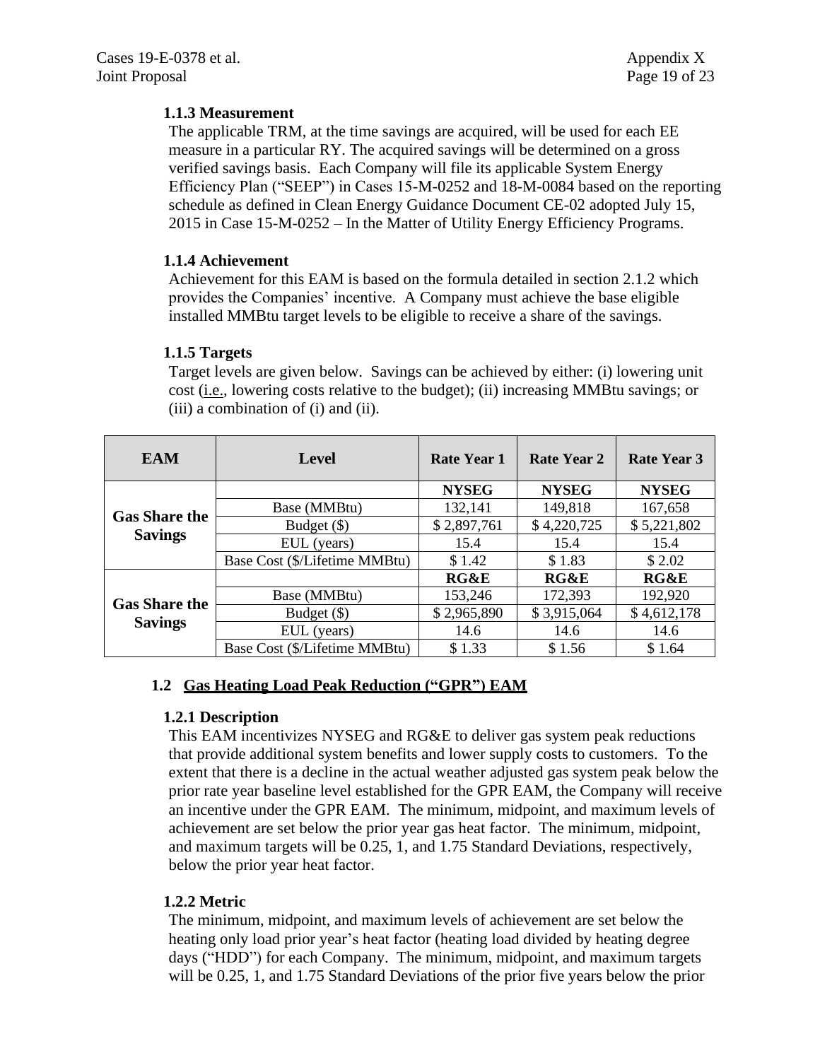#### 1.1.3 Measurement

The applicable TRM, at the time savings are acquired, will be used for each EE measure in a particular RY. The acquired savings will be determined on a gross verified savings basis. Each Company will file its applicable System Energy Efficiency Plan ("SEEP") in Cases 15-M-0252 and 18-M-0084 based on the reporting schedule as defined in Clean Energy Guidance Document CE-02 adopted July 15, 2015 in Case 15-M-0252 – In the Matter of Utility Energy Efficiency Programs.

#### 1.1.4 Achievement

Achievement for this EAM is based on the formula detailed in section 2.1.2 which provides the Companies' incentive. A Company must achieve the base eligible installed MMBtu target levels to be eligible to receive a share of the savings.

#### 1.1.5 Targets

Target levels are given below. Savings can be achieved by either: (i) lowering unit cost (i.e., lowering costs relative to the budget); (ii) increasing MMBtu savings; or (iii) a combination of (i) and (ii).

| EAM | Level | Rate Year 1 | Rate Year 2 | Rate Year 3 |
|---|---|---|---|---|
| Gas Share the Savings | | **NYSEG** | **NYSEG** | **NYSEG** |
| | Base (MMBtu) | 132,141 | 149,818 | 167,658 |
| | Budget ($) | $ 2,897,761 | $ 4,220,725 | $ 5,221,802 |
| | EUL (years) | 15.4 | 15.4 | 15.4 |
| | Base Cost ($/Lifetime MMBtu) | $ 1.42 | $ 1.83 | $ 2.02 |
| Gas Share the Savings | | **RG&E** | **RG&E** | **RG&E** |
| | Base (MMBtu) | 153,246 | 172,393 | 192,920 |
| | Budget ($) | $ 2,965,890 | $ 3,915,064 | $ 4,612,178 |
| | EUL (years) | 14.6 | 14.6 | 14.6 |
| | Base Cost ($/Lifetime MMBtu) | $ 1.33 | $ 1.56 | $ 1.64 |

### 1.2 Gas Heating Load Peak Reduction ("GPR") EAM

#### 1.2.1 Description

This EAM incentivizes NYSEG and RG&E to deliver gas system peak reductions that provide additional system benefits and lower supply costs to customers. To the extent that there is a decline in the actual weather adjusted gas system peak below the prior rate year baseline level established for the GPR EAM, the Company will receive an incentive under the GPR EAM. The minimum, midpoint, and maximum levels of achievement are set below the prior year gas heat factor. The minimum, midpoint, and maximum targets will be 0.25, 1, and 1.75 Standard Deviations, respectively, below the prior year heat factor.

#### 1.2.2 Metric

The minimum, midpoint, and maximum levels of achievement are set below the heating only load prior year's heat factor (heating load divided by heating degree days ("HDD") for each Company. The minimum, midpoint, and maximum targets will be 0.25, 1, and 1.75 Standard Deviations of the prior five years below the prior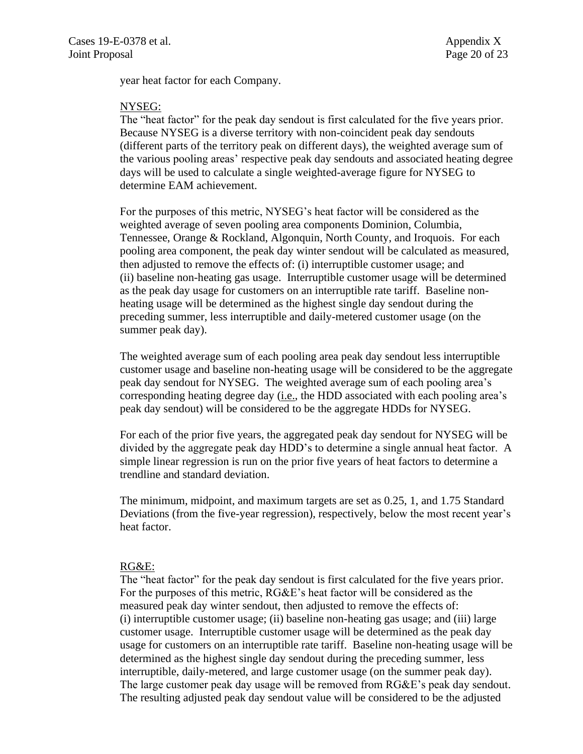year heat factor for each Company.

NYSEG:

The "heat factor" for the peak day sendout is first calculated for the five years prior. Because NYSEG is a diverse territory with non-coincident peak day sendouts (different parts of the territory peak on different days), the weighted average sum of the various pooling areas' respective peak day sendouts and associated heating degree days will be used to calculate a single weighted-average figure for NYSEG to determine EAM achievement.

For the purposes of this metric, NYSEG's heat factor will be considered as the weighted average of seven pooling area components Dominion, Columbia, Tennessee, Orange & Rockland, Algonquin, North County, and Iroquois. For each pooling area component, the peak day winter sendout will be calculated as measured, then adjusted to remove the effects of: (i) interruptible customer usage; and (ii) baseline non-heating gas usage. Interruptible customer usage will be determined as the peak day usage for customers on an interruptible rate tariff. Baseline non-heating usage will be determined as the highest single day sendout during the preceding summer, less interruptible and daily-metered customer usage (on the summer peak day).

The weighted average sum of each pooling area peak day sendout less interruptible customer usage and baseline non-heating usage will be considered to be the aggregate peak day sendout for NYSEG. The weighted average sum of each pooling area's corresponding heating degree day (i.e., the HDD associated with each pooling area's peak day sendout) will be considered to be the aggregate HDDs for NYSEG.

For each of the prior five years, the aggregated peak day sendout for NYSEG will be divided by the aggregate peak day HDD's to determine a single annual heat factor. A simple linear regression is run on the prior five years of heat factors to determine a trendline and standard deviation.

The minimum, midpoint, and maximum targets are set as 0.25, 1, and 1.75 Standard Deviations (from the five-year regression), respectively, below the most recent year's heat factor.

RG&E:

The "heat factor" for the peak day sendout is first calculated for the five years prior. For the purposes of this metric, RG&E's heat factor will be considered as the measured peak day winter sendout, then adjusted to remove the effects of: (i) interruptible customer usage; (ii) baseline non-heating gas usage; and (iii) large customer usage. Interruptible customer usage will be determined as the peak day usage for customers on an interruptible rate tariff. Baseline non-heating usage will be determined as the highest single day sendout during the preceding summer, less interruptible, daily-metered, and large customer usage (on the summer peak day). The large customer peak day usage will be removed from RG&E's peak day sendout. The resulting adjusted peak day sendout value will be considered to be the adjusted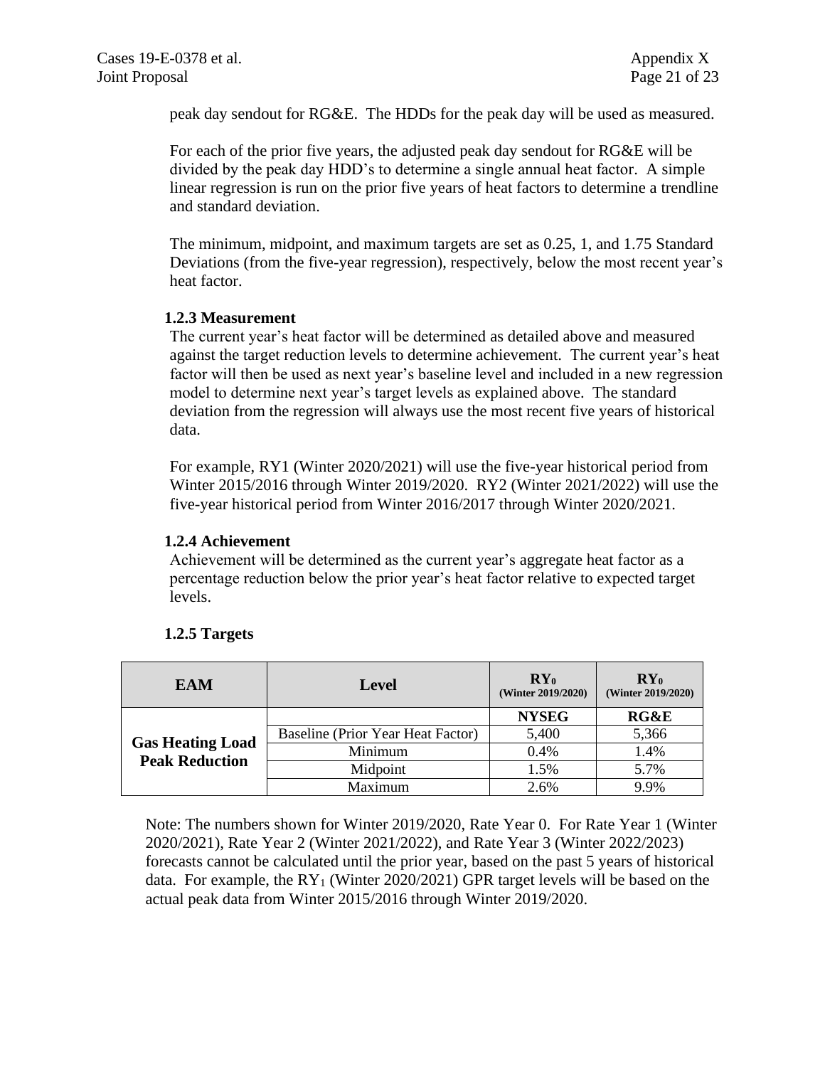peak day sendout for RG&E. The HDDs for the peak day will be used as measured.

For each of the prior five years, the adjusted peak day sendout for RG&E will be divided by the peak day HDD's to determine a single annual heat factor. A simple linear regression is run on the prior five years of heat factors to determine a trendline and standard deviation.

The minimum, midpoint, and maximum targets are set as 0.25, 1, and 1.75 Standard Deviations (from the five-year regression), respectively, below the most recent year's heat factor.

### 1.2.3 Measurement

The current year's heat factor will be determined as detailed above and measured against the target reduction levels to determine achievement. The current year's heat factor will then be used as next year's baseline level and included in a new regression model to determine next year's target levels as explained above. The standard deviation from the regression will always use the most recent five years of historical data.

For example, RY1 (Winter 2020/2021) will use the five-year historical period from Winter 2015/2016 through Winter 2019/2020. RY2 (Winter 2021/2022) will use the five-year historical period from Winter 2016/2017 through Winter 2020/2021.

### 1.2.4 Achievement

Achievement will be determined as the current year's aggregate heat factor as a percentage reduction below the prior year's heat factor relative to expected target levels.

### 1.2.5 Targets

| EAM | Level | $RY_0$ (Winter 2019/2020) | $RY_0$ (Winter 2019/2020) |
|---|---|---|---|
| Gas Heating Load Peak Reduction | | **NYSEG** | **RG&E** |
| | Baseline (Prior Year Heat Factor) | 5,400 | 5,366 |
| | Minimum | 0.4% | 1.4% |
| | Midpoint | 1.5% | 5.7% |
| | Maximum | 2.6% | 9.9% |

Note: The numbers shown for Winter 2019/2020, Rate Year 0. For Rate Year 1 (Winter 2020/2021), Rate Year 2 (Winter 2021/2022), and Rate Year 3 (Winter 2022/2023) forecasts cannot be calculated until the prior year, based on the past 5 years of historical data. For example, the $RY_1$ (Winter 2020/2021) GPR target levels will be based on the actual peak data from Winter 2015/2016 through Winter 2019/2020.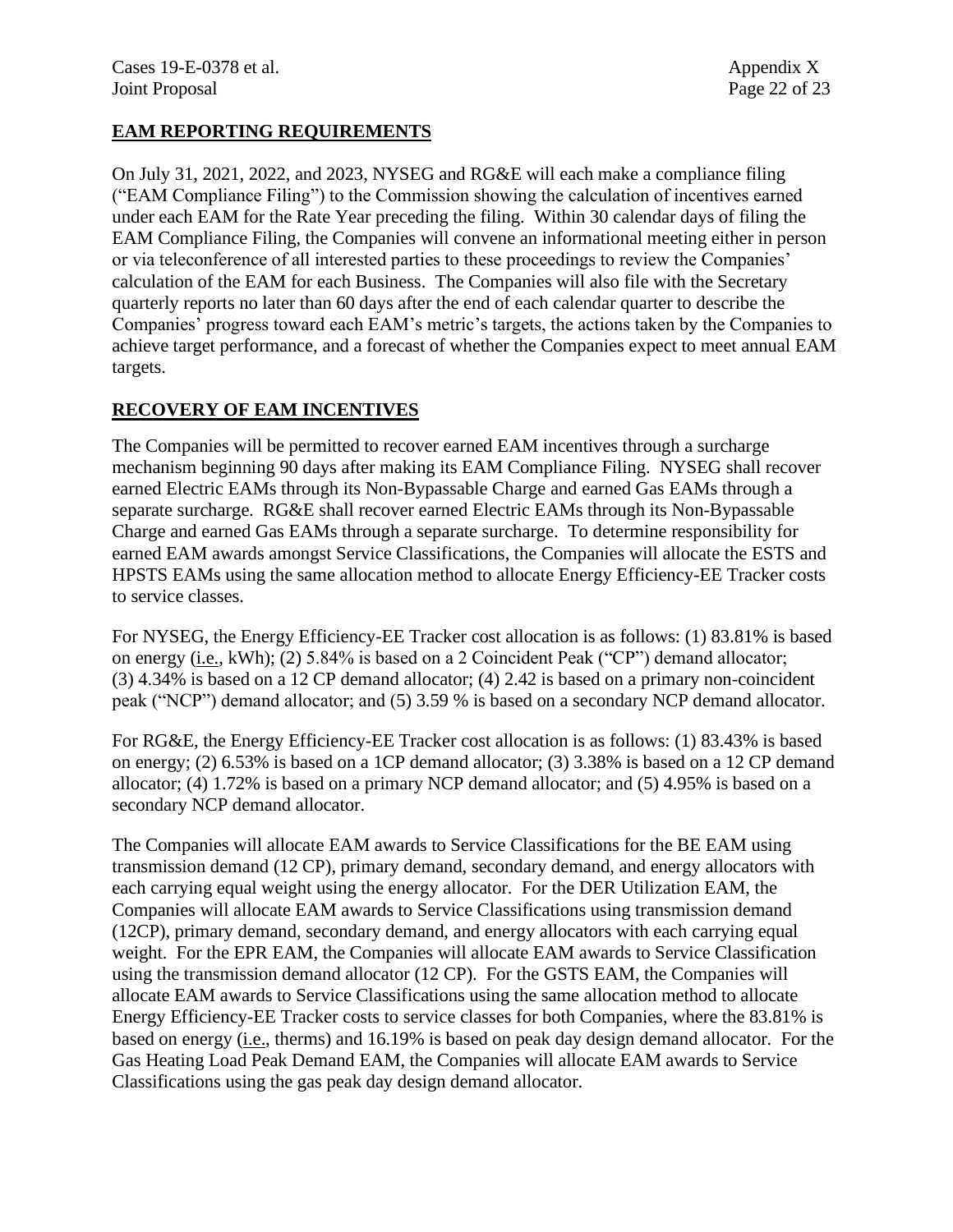## EAM REPORTING REQUIREMENTS

On July 31, 2021, 2022, and 2023, NYSEG and RG&E will each make a compliance filing ("EAM Compliance Filing") to the Commission showing the calculation of incentives earned under each EAM for the Rate Year preceding the filing. Within 30 calendar days of filing the EAM Compliance Filing, the Companies will convene an informational meeting either in person or via teleconference of all interested parties to these proceedings to review the Companies' calculation of the EAM for each Business. The Companies will also file with the Secretary quarterly reports no later than 60 days after the end of each calendar quarter to describe the Companies' progress toward each EAM's metric's targets, the actions taken by the Companies to achieve target performance, and a forecast of whether the Companies expect to meet annual EAM targets.

## RECOVERY OF EAM INCENTIVES

The Companies will be permitted to recover earned EAM incentives through a surcharge mechanism beginning 90 days after making its EAM Compliance Filing. NYSEG shall recover earned Electric EAMs through its Non-Bypassable Charge and earned Gas EAMs through a separate surcharge. RG&E shall recover earned Electric EAMs through its Non-Bypassable Charge and earned Gas EAMs through a separate surcharge. To determine responsibility for earned EAM awards amongst Service Classifications, the Companies will allocate the ESTS and HPSTS EAMs using the same allocation method to allocate Energy Efficiency-EE Tracker costs to service classes.

For NYSEG, the Energy Efficiency-EE Tracker cost allocation is as follows: (1) 83.81% is based on energy (i.e., kWh); (2) 5.84% is based on a 2 Coincident Peak ("CP") demand allocator; (3) 4.34% is based on a 12 CP demand allocator; (4) 2.42 is based on a primary non-coincident peak ("NCP") demand allocator; and (5) 3.59 % is based on a secondary NCP demand allocator.

For RG&E, the Energy Efficiency-EE Tracker cost allocation is as follows: (1) 83.43% is based on energy; (2) 6.53% is based on a 1CP demand allocator; (3) 3.38% is based on a 12 CP demand allocator; (4) 1.72% is based on a primary NCP demand allocator; and (5) 4.95% is based on a secondary NCP demand allocator.

The Companies will allocate EAM awards to Service Classifications for the BE EAM using transmission demand (12 CP), primary demand, secondary demand, and energy allocators with each carrying equal weight using the energy allocator. For the DER Utilization EAM, the Companies will allocate EAM awards to Service Classifications using transmission demand (12CP), primary demand, secondary demand, and energy allocators with each carrying equal weight. For the EPR EAM, the Companies will allocate EAM awards to Service Classification using the transmission demand allocator (12 CP). For the GSTS EAM, the Companies will allocate EAM awards to Service Classifications using the same allocation method to allocate Energy Efficiency-EE Tracker costs to service classes for both Companies, where the 83.81% is based on energy (i.e., therms) and 16.19% is based on peak day design demand allocator. For the Gas Heating Load Peak Demand EAM, the Companies will allocate EAM awards to Service Classifications using the gas peak day design demand allocator.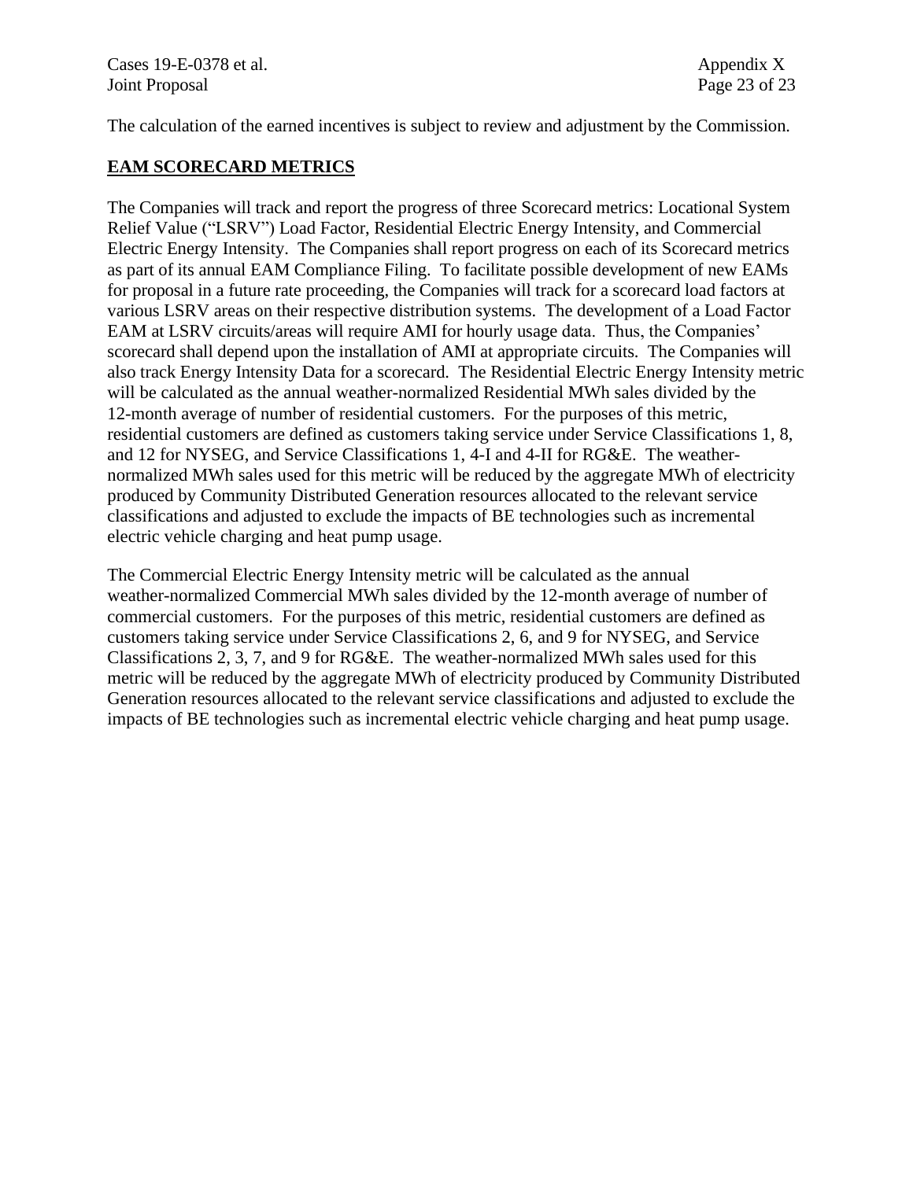The calculation of the earned incentives is subject to review and adjustment by the Commission.

## EAM SCORECARD METRICS

The Companies will track and report the progress of three Scorecard metrics: Locational System Relief Value ("LSRV") Load Factor, Residential Electric Energy Intensity, and Commercial Electric Energy Intensity. The Companies shall report progress on each of its Scorecard metrics as part of its annual EAM Compliance Filing. To facilitate possible development of new EAMs for proposal in a future rate proceeding, the Companies will track for a scorecard load factors at various LSRV areas on their respective distribution systems. The development of a Load Factor EAM at LSRV circuits/areas will require AMI for hourly usage data. Thus, the Companies' scorecard shall depend upon the installation of AMI at appropriate circuits. The Companies will also track Energy Intensity Data for a scorecard. The Residential Electric Energy Intensity metric will be calculated as the annual weather-normalized Residential MWh sales divided by the 12-month average of number of residential customers. For the purposes of this metric, residential customers are defined as customers taking service under Service Classifications 1, 8, and 12 for NYSEG, and Service Classifications 1, 4-I and 4-II for RG&E. The weather-normalized MWh sales used for this metric will be reduced by the aggregate MWh of electricity produced by Community Distributed Generation resources allocated to the relevant service classifications and adjusted to exclude the impacts of BE technologies such as incremental electric vehicle charging and heat pump usage.

The Commercial Electric Energy Intensity metric will be calculated as the annual weather-normalized Commercial MWh sales divided by the 12-month average of number of commercial customers. For the purposes of this metric, residential customers are defined as customers taking service under Service Classifications 2, 6, and 9 for NYSEG, and Service Classifications 2, 3, 7, and 9 for RG&E. The weather-normalized MWh sales used for this metric will be reduced by the aggregate MWh of electricity produced by Community Distributed Generation resources allocated to the relevant service classifications and adjusted to exclude the impacts of BE technologies such as incremental electric vehicle charging and heat pump usage.